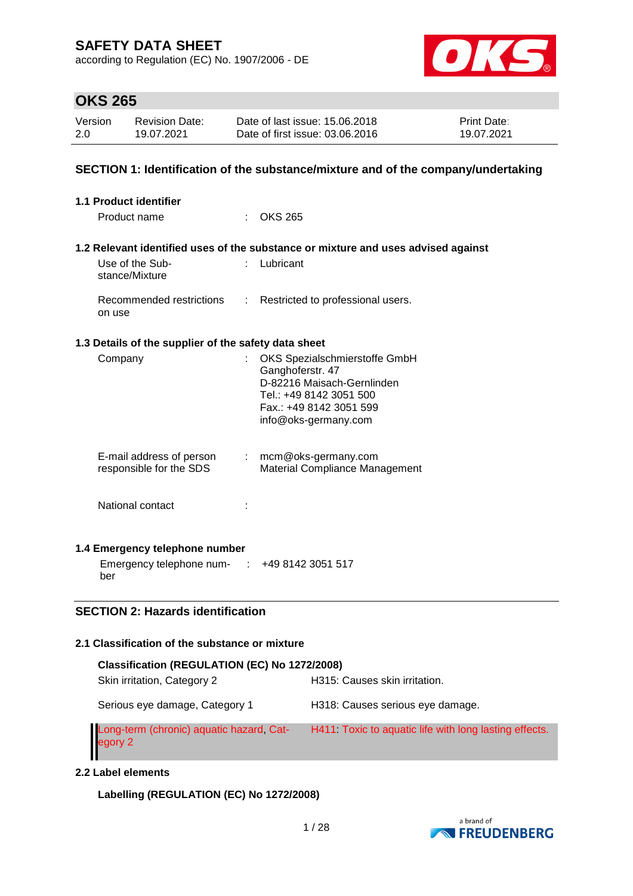# SAFETY DATA SHEET

according to Regulation (EC) No. 1907/2006 - DE

## OKS 265

| Version | Revision Date: | Date of last issue: 15.06.2018 | Print Date: |
|---|---|---|---|
| 2.0 | 19.07.2021 | Date of first issue: 03.06.2016 | 19.07.2021 |

## SECTION 1: Identification of the substance/mixture and of the company/undertaking

### 1.1 Product identifier

Product name : OKS 265

### 1.2 Relevant identified uses of the substance or mixture and uses advised against

Use of the Substance/Mixture : Lubricant

Recommended restrictions on use : Restricted to professional users.

### 1.3 Details of the supplier of the safety data sheet

Company : OKS Spezialschmierstoffe GmbH
Ganghoferstr. 47
D-82216 Maisach-Gernlinden
Tel.: +49 8142 3051 500
Fax.: +49 8142 3051 599
info@oks-germany.com

E-mail address of person responsible for the SDS : mcm@oks-germany.com
Material Compliance Management

National contact :

### 1.4 Emergency telephone number

Emergency telephone number : +49 8142 3051 517

## SECTION 2: Hazards identification

### 2.1 Classification of the substance or mixture

**Classification (REGULATION (EC) No 1272/2008)**

| | |
|---|---|
| Skin irritation, Category 2 | H315: Causes skin irritation. |
| Serious eye damage, Category 1 | H318: Causes serious eye damage. |
| Long-term (chronic) aquatic hazard, Category 2 | H411: Toxic to aquatic life with long lasting effects. |

### 2.2 Label elements

**Labelling (REGULATION (EC) No 1272/2008)**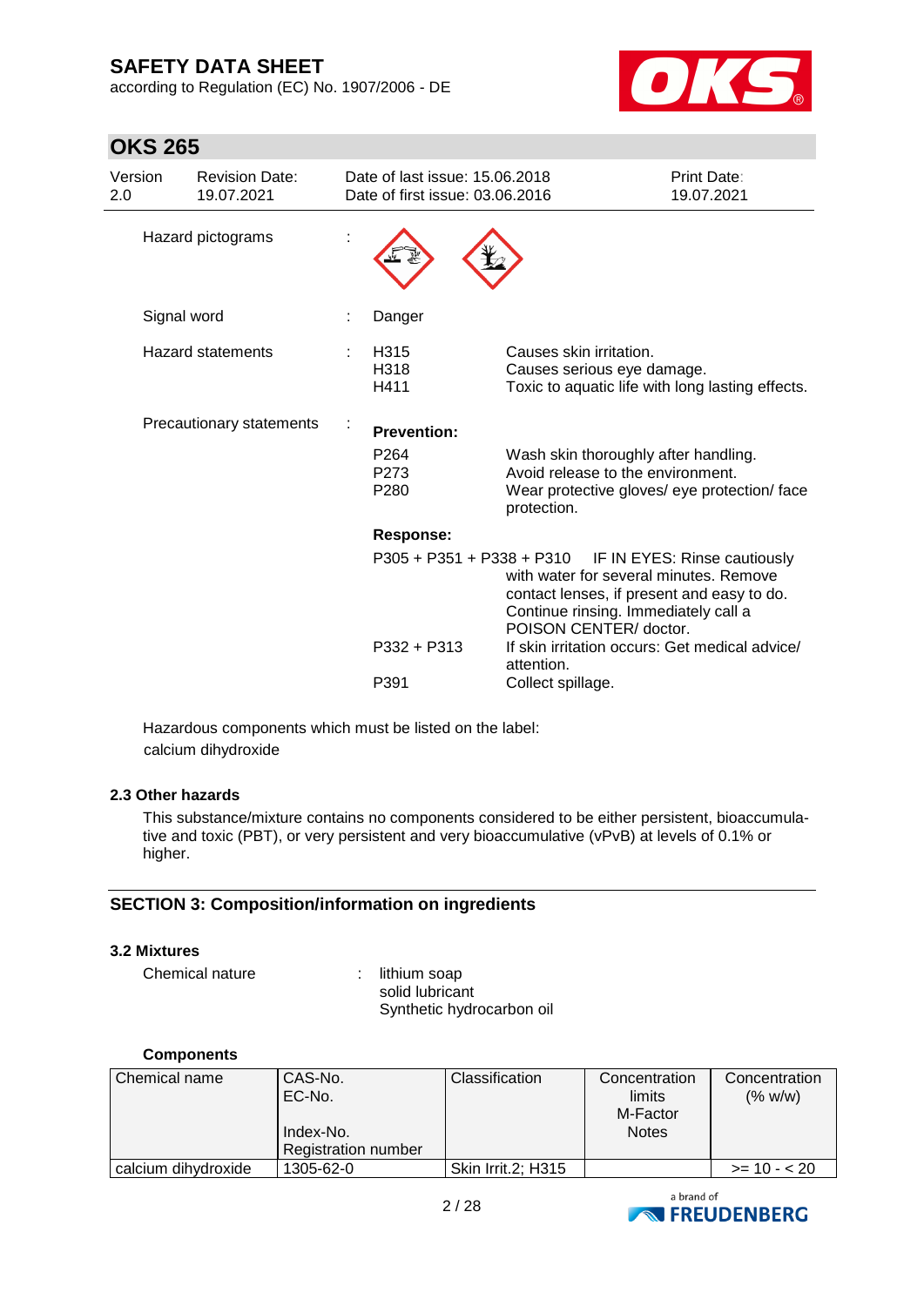# SAFETY DATA SHEET

according to Regulation (EC) No. 1907/2006 - DE

## OKS 265

| Version | Revision Date: | Date of last issue: 15.06.2018 | Print Date: |
|---|---|---|---|
| 2.0 | 19.07.2021 | Date of first issue: 03.06.2016 | 19.07.2021 |

Hazard pictograms :

Signal word : Danger

Hazard statements :

| | |
|---|---|
| H315 | Causes skin irritation. |
| H318 | Causes serious eye damage. |
| H411 | Toxic to aquatic life with long lasting effects. |

Precautionary statements :

**Prevention:**

| | |
|---|---|
| P264 | Wash skin thoroughly after handling. |
| P273 | Avoid release to the environment. |
| P280 | Wear protective gloves/ eye protection/ face protection. |

**Response:**

| | |
|---|---|
| P305 + P351 + P338 + P310 | IF IN EYES: Rinse cautiously with water for several minutes. Remove contact lenses, if present and easy to do. Continue rinsing. Immediately call a POISON CENTER/ doctor. |
| P332 + P313 | If skin irritation occurs: Get medical advice/ attention. |
| P391 | Collect spillage. |

Hazardous components which must be listed on the label:
calcium dihydroxide

### 2.3 Other hazards

This substance/mixture contains no components considered to be either persistent, bioaccumulative and toxic (PBT), or very persistent and very bioaccumulative (vPvB) at levels of 0.1% or higher.

## SECTION 3: Composition/information on ingredients

### 3.2 Mixtures

Chemical nature : lithium soap
solid lubricant
Synthetic hydrocarbon oil

**Components**

| Chemical name | CAS-No.<br>EC-No.<br>Index-No.<br>Registration number | Classification | Concentration limits<br>M-Factor<br>Notes | Concentration (% w/w) |
|---|---|---|---|---|
| calcium dihydroxide | 1305-62-0 | Skin Irrit.2; H315 | | >= 10 - < 20 |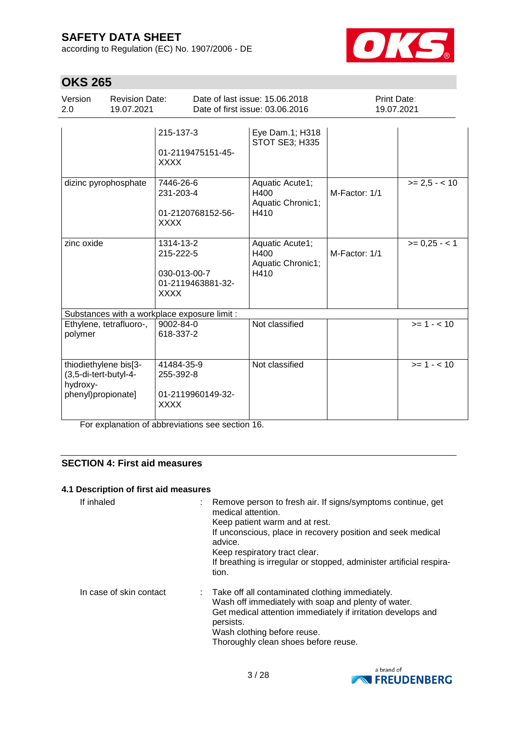|  | 215-137-3<br><br>01-2119475151-45-XXXX | Eye Dam.1; H318<br>STOT SE3; H335 |  |  |
|---|---|---|---|---|
| dizinc pyrophosphate | 7446-26-6<br>231-203-4<br><br>01-2120768152-56-XXXX | Aquatic Acute1; H400<br>Aquatic Chronic1; H410 | M-Factor: 1/1 | >= 2,5 - < 10 |
| zinc oxide | 1314-13-2<br>215-222-5<br><br>030-013-00-7<br>01-2119463881-32-XXXX | Aquatic Acute1; H400<br>Aquatic Chronic1; H410 | M-Factor: 1/1 | >= 0,25 - < 1 |
| Substances with a workplace exposure limit : | | | | |
| Ethylene, tetrafluoro-, polymer | 9002-84-0<br>618-337-2 | Not classified |  | >= 1 - < 10 |
| thiodiethylene bis[3-(3,5-di-tert-butyl-4-hydroxy-phenyl)propionate] | 41484-35-9<br>255-392-8<br><br>01-2119960149-32-XXXX | Not classified |  | >= 1 - < 10 |

For explanation of abbreviations see section 16.

## SECTION 4: First aid measures

### 4.1 Description of first aid measures

If inhaled : Remove person to fresh air. If signs/symptoms continue, get medical attention.
Keep patient warm and at rest.
If unconscious, place in recovery position and seek medical advice.
Keep respiratory tract clear.
If breathing is irregular or stopped, administer artificial respiration.

In case of skin contact : Take off all contaminated clothing immediately.
Wash off immediately with soap and plenty of water.
Get medical attention immediately if irritation develops and persists.
Wash clothing before reuse.
Thoroughly clean shoes before reuse.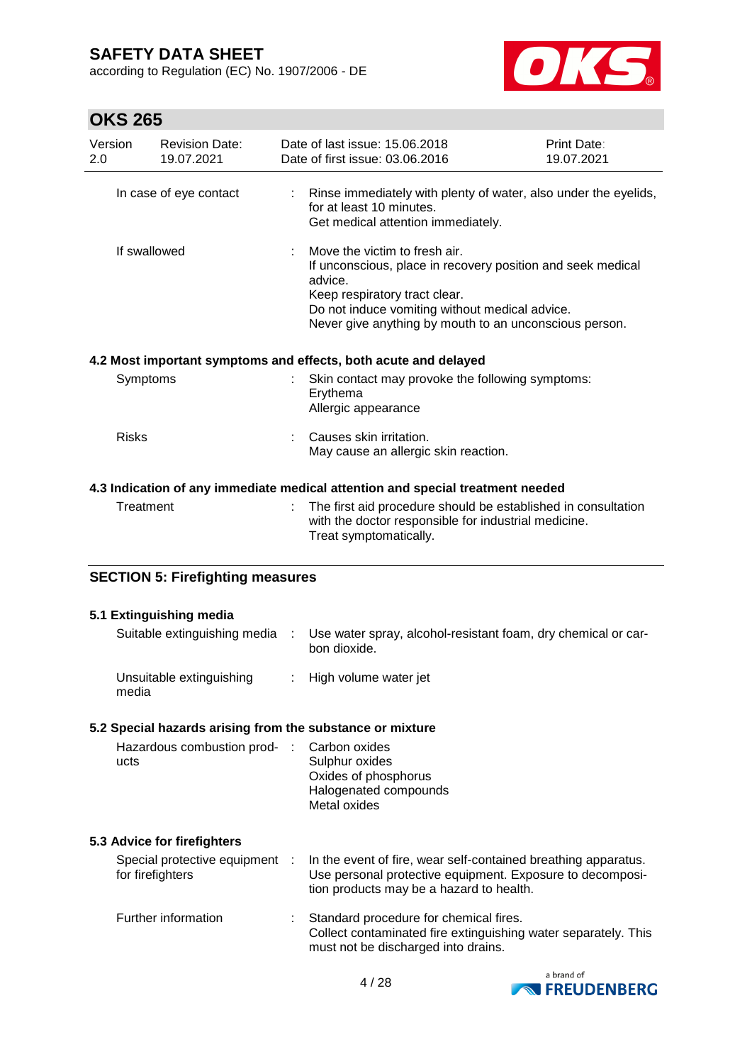| | | |
|---|---|---|
| In case of eye contact | : | Rinse immediately with plenty of water, also under the eyelids, for at least 10 minutes.<br>Get medical attention immediately. |
| If swallowed | : | Move the victim to fresh air.<br>If unconscious, place in recovery position and seek medical advice.<br>Keep respiratory tract clear.<br>Do not induce vomiting without medical advice.<br>Never give anything by mouth to an unconscious person. |

**4.2 Most important symptoms and effects, both acute and delayed**

| | | |
|---|---|---|
| Symptoms | : | Skin contact may provoke the following symptoms:<br>Erythema<br>Allergic appearance |
| Risks | : | Causes skin irritation.<br>May cause an allergic skin reaction. |

**4.3 Indication of any immediate medical attention and special treatment needed**

| | | |
|---|---|---|
| Treatment | : | The first aid procedure should be established in consultation with the doctor responsible for industrial medicine.<br>Treat symptomatically. |

## SECTION 5: Firefighting measures

**5.1 Extinguishing media**

| | | |
|---|---|---|
| Suitable extinguishing media | : | Use water spray, alcohol-resistant foam, dry chemical or carbon dioxide. |
| Unsuitable extinguishing media | : | High volume water jet |

**5.2 Special hazards arising from the substance or mixture**

| | | |
|---|---|---|
| Hazardous combustion products | : | Carbon oxides<br>Sulphur oxides<br>Oxides of phosphorus<br>Halogenated compounds<br>Metal oxides |

**5.3 Advice for firefighters**

| | | |
|---|---|---|
| Special protective equipment for firefighters | : | In the event of fire, wear self-contained breathing apparatus.<br>Use personal protective equipment. Exposure to decomposition products may be a hazard to health. |
| Further information | : | Standard procedure for chemical fires.<br>Collect contaminated fire extinguishing water separately. This must not be discharged into drains. |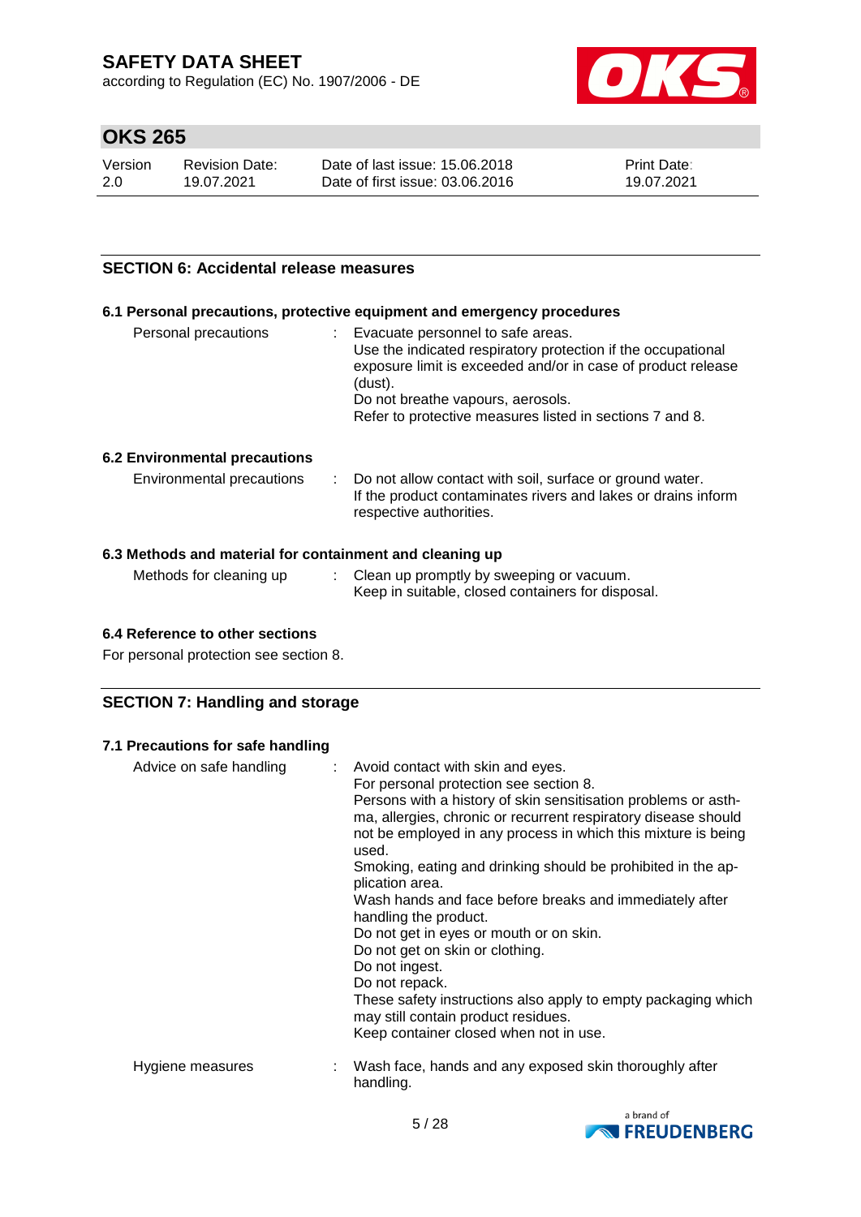## SECTION 6: Accidental release measures

### 6.1 Personal precautions, protective equipment and emergency procedures

| | | |
|---|---|---|
| Personal precautions | : | Evacuate personnel to safe areas.<br>Use the indicated respiratory protection if the occupational exposure limit is exceeded and/or in case of product release (dust).<br>Do not breathe vapours, aerosols.<br>Refer to protective measures listed in sections 7 and 8. |

### 6.2 Environmental precautions

| | | |
|---|---|---|
| Environmental precautions | : | Do not allow contact with soil, surface or ground water.<br>If the product contaminates rivers and lakes or drains inform respective authorities. |

### 6.3 Methods and material for containment and cleaning up

| | | |
|---|---|---|
| Methods for cleaning up | : | Clean up promptly by sweeping or vacuum.<br>Keep in suitable, closed containers for disposal. |

### 6.4 Reference to other sections

For personal protection see section 8.

## SECTION 7: Handling and storage

### 7.1 Precautions for safe handling

| | | |
|---|---|---|
| Advice on safe handling | : | Avoid contact with skin and eyes.<br>For personal protection see section 8.<br>Persons with a history of skin sensitisation problems or asthma, allergies, chronic or recurrent respiratory disease should not be employed in any process in which this mixture is being used.<br>Smoking, eating and drinking should be prohibited in the application area.<br>Wash hands and face before breaks and immediately after handling the product.<br>Do not get in eyes or mouth or on skin.<br>Do not get on skin or clothing.<br>Do not ingest.<br>Do not repack.<br>These safety instructions also apply to empty packaging which may still contain product residues.<br>Keep container closed when not in use. |
| Hygiene measures | : | Wash face, hands and any exposed skin thoroughly after handling. |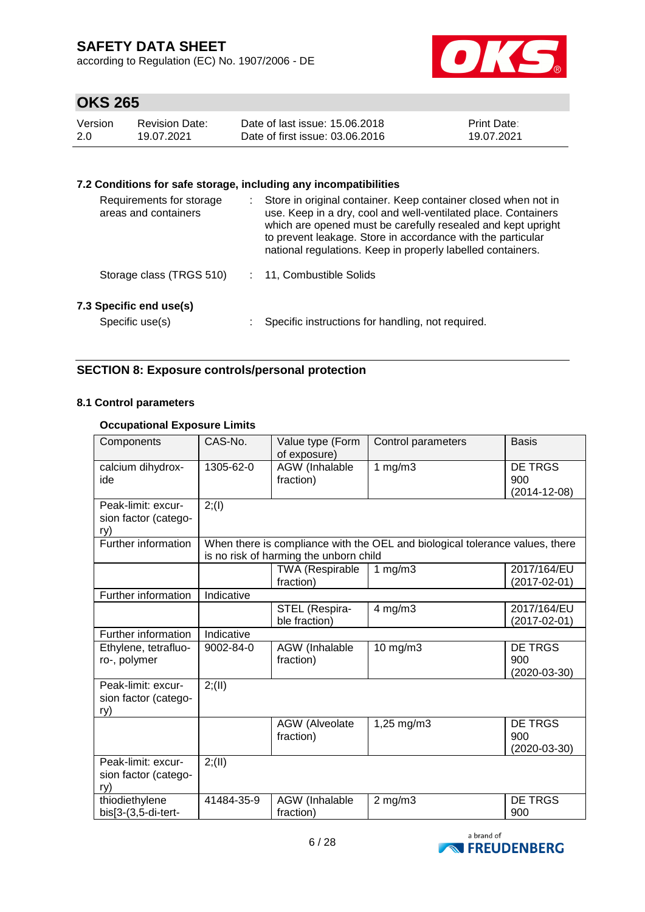### 7.2 Conditions for safe storage, including any incompatibilities

Requirements for storage areas and containers : Store in original container. Keep container closed when not in use. Keep in a dry, cool and well-ventilated place. Containers which are opened must be carefully resealed and kept upright to prevent leakage. Store in accordance with the particular national regulations. Keep in properly labelled containers.

Storage class (TRGS 510) : 11, Combustible Solids

### 7.3 Specific end use(s)

Specific use(s) : Specific instructions for handling, not required.

## SECTION 8: Exposure controls/personal protection

### 8.1 Control parameters

**Occupational Exposure Limits**

| Components | CAS-No. | Value type (Form of exposure) | Control parameters | Basis |
|---|---|---|---|---|
| calcium dihydroxide | 1305-62-0 | AGW (Inhalable fraction) | 1 mg/m3 | DE TRGS 900 (2014-12-08) |
| Peak-limit: excursion factor (category) | 2;(I) | | | |
| Further information | When there is compliance with the OEL and biological tolerance values, there is no risk of harming the unborn child | | | |
| | | TWA (Respirable fraction) | 1 mg/m3 | 2017/164/EU (2017-02-01) |
| Further information | Indicative | | | |
| | | STEL (Respirable fraction) | 4 mg/m3 | 2017/164/EU (2017-02-01) |
| Further information | Indicative | | | |
| Ethylene, tetrafluoro-, polymer | 9002-84-0 | AGW (Inhalable fraction) | 10 mg/m3 | DE TRGS 900 (2020-03-30) |
| Peak-limit: excursion factor (category) | 2;(II) | | | |
| | | AGW (Alveolate fraction) | 1,25 mg/m3 | DE TRGS 900 (2020-03-30) |
| Peak-limit: excursion factor (category) | 2;(II) | | | |
| thiodiethylene bis[3-(3,5-di-tert- | 41484-35-9 | AGW (Inhalable fraction) | 2 mg/m3 | DE TRGS 900 |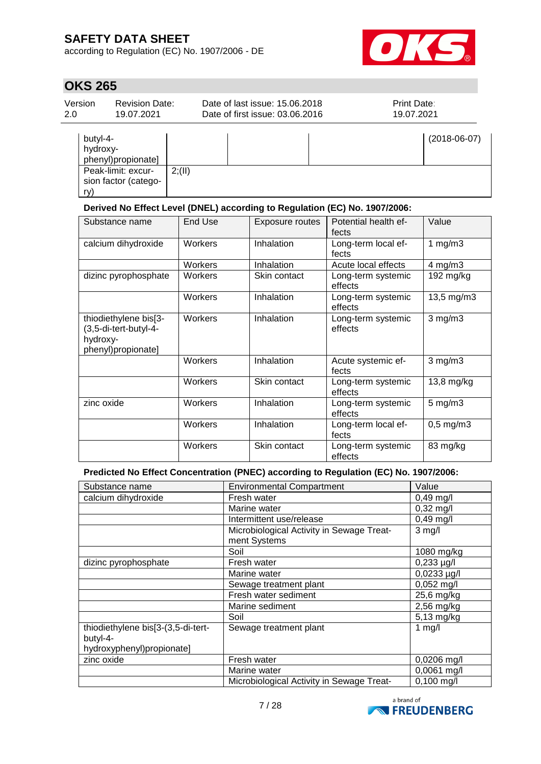| | | | | |
|---|---|---|---|---|
| butyl-4-hydroxy-phenyl)propionate] | | | | (2018-06-07) |
| Peak-limit: excursion factor (category) | 2;(II) | | | |

**Derived No Effect Level (DNEL) according to Regulation (EC) No. 1907/2006:**

| Substance name | End Use | Exposure routes | Potential health effects | Value |
|---|---|---|---|---|
| calcium dihydroxide | Workers | Inhalation | Long-term local effects | 1 mg/m3 |
| | Workers | Inhalation | Acute local effects | 4 mg/m3 |
| dizinc pyrophosphate | Workers | Skin contact | Long-term systemic effects | 192 mg/kg |
| | Workers | Inhalation | Long-term systemic effects | 13,5 mg/m3 |
| thiodiethylene bis[3-(3,5-di-tert-butyl-4-hydroxy-phenyl)propionate] | Workers | Inhalation | Long-term systemic effects | 3 mg/m3 |
| | Workers | Inhalation | Acute systemic effects | 3 mg/m3 |
| | Workers | Skin contact | Long-term systemic effects | 13,8 mg/kg |
| zinc oxide | Workers | Inhalation | Long-term systemic effects | 5 mg/m3 |
| | Workers | Inhalation | Long-term local effects | 0,5 mg/m3 |
| | Workers | Skin contact | Long-term systemic effects | 83 mg/kg |

**Predicted No Effect Concentration (PNEC) according to Regulation (EC) No. 1907/2006:**

| Substance name | Environmental Compartment | Value |
|---|---|---|
| calcium dihydroxide | Fresh water | 0,49 mg/l |
| | Marine water | 0,32 mg/l |
| | Intermittent use/release | 0,49 mg/l |
| | Microbiological Activity in Sewage Treatment Systems | 3 mg/l |
| | Soil | 1080 mg/kg |
| dizinc pyrophosphate | Fresh water | 0,233 µg/l |
| | Marine water | 0,0233 µg/l |
| | Sewage treatment plant | 0,052 mg/l |
| | Fresh water sediment | 25,6 mg/kg |
| | Marine sediment | 2,56 mg/kg |
| | Soil | 5,13 mg/kg |
| thiodiethylene bis[3-(3,5-di-tert-butyl-4-hydroxyphenyl)propionate] | Sewage treatment plant | 1 mg/l |
| zinc oxide | Fresh water | 0,0206 mg/l |
| | Marine water | 0,0061 mg/l |
| | Microbiological Activity in Sewage Treat- | 0,100 mg/l |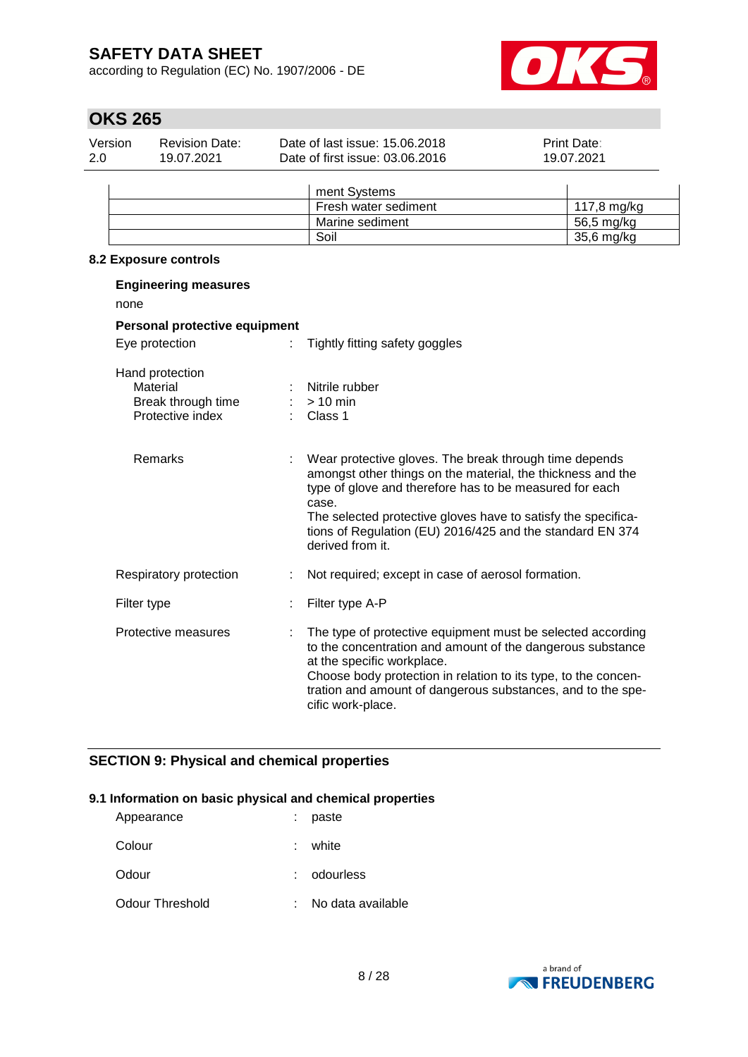| | | |
|---|---|---|
| | ment Systems | |
| | Fresh water sediment | 117,8 mg/kg |
| | Marine sediment | 56,5 mg/kg |
| | Soil | 35,6 mg/kg |

**8.2 Exposure controls**

**Engineering measures**

none

**Personal protective equipment**

Eye protection : Tightly fitting safety goggles

Hand protection

- Material : Nitrile rubber
- Break through time : > 10 min
- Protective index : Class 1

- Remarks : Wear protective gloves. The break through time depends amongst other things on the material, the thickness and the type of glove and therefore has to be measured for each case.
  The selected protective gloves have to satisfy the specifications of Regulation (EU) 2016/425 and the standard EN 374 derived from it.

Respiratory protection : Not required; except in case of aerosol formation.

Filter type : Filter type A-P

Protective measures : The type of protective equipment must be selected according to the concentration and amount of the dangerous substance at the specific workplace.
Choose body protection in relation to its type, to the concentration and amount of dangerous substances, and to the specific work-place.

## SECTION 9: Physical and chemical properties

**9.1 Information on basic physical and chemical properties**

Appearance : paste

Colour : white

Odour : odourless

Odour Threshold : No data available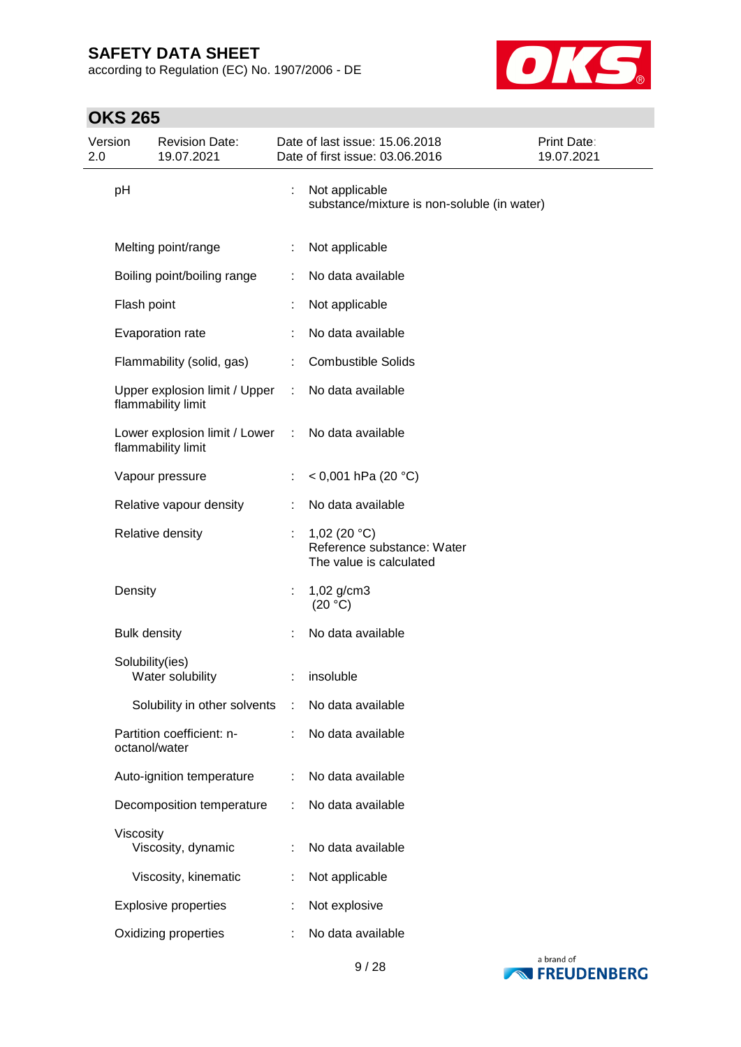| Property | | Value |
|---|---|---|
| pH | : | Not applicable<br>substance/mixture is non-soluble (in water) |
| Melting point/range | : | Not applicable |
| Boiling point/boiling range | : | No data available |
| Flash point | : | Not applicable |
| Evaporation rate | : | No data available |
| Flammability (solid, gas) | : | Combustible Solids |
| Upper explosion limit / Upper flammability limit | : | No data available |
| Lower explosion limit / Lower flammability limit | : | No data available |
| Vapour pressure | : | < 0,001 hPa (20 °C) |
| Relative vapour density | : | No data available |
| Relative density | : | 1,02 (20 °C)<br>Reference substance: Water<br>The value is calculated |
| Density | : | 1,02 g/cm3<br>(20 °C) |
| Bulk density | : | No data available |
| Solubility(ies) | | |
| Water solubility | : | insoluble |
| Solubility in other solvents | : | No data available |
| Partition coefficient: n-octanol/water | : | No data available |
| Auto-ignition temperature | : | No data available |
| Decomposition temperature | : | No data available |
| Viscosity | | |
| Viscosity, dynamic | : | No data available |
| Viscosity, kinematic | : | Not applicable |
| Explosive properties | : | Not explosive |
| Oxidizing properties | : | No data available |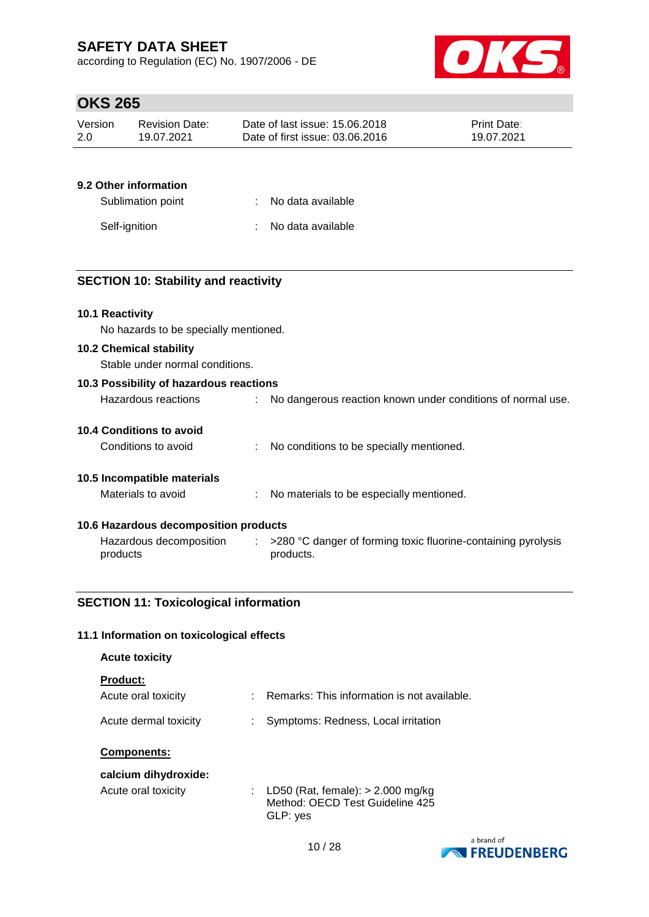### 9.2 Other information

Sublimation point : No data available

Self-ignition : No data available

## SECTION 10: Stability and reactivity

### 10.1 Reactivity

No hazards to be specially mentioned.

### 10.2 Chemical stability

Stable under normal conditions.

### 10.3 Possibility of hazardous reactions

Hazardous reactions : No dangerous reaction known under conditions of normal use.

### 10.4 Conditions to avoid

Conditions to avoid : No conditions to be specially mentioned.

### 10.5 Incompatible materials

Materials to avoid : No materials to be especially mentioned.

### 10.6 Hazardous decomposition products

Hazardous decomposition products : >280 °C danger of forming toxic fluorine-containing pyrolysis products.

## SECTION 11: Toxicological information

### 11.1 Information on toxicological effects

**Acute toxicity**

**Product:**

Acute oral toxicity : Remarks: This information is not available.

Acute dermal toxicity : Symptoms: Redness, Local irritation

**Components:**

**calcium dihydroxide:**

Acute oral toxicity : LD50 (Rat, female): > 2.000 mg/kg
Method: OECD Test Guideline 425
GLP: yes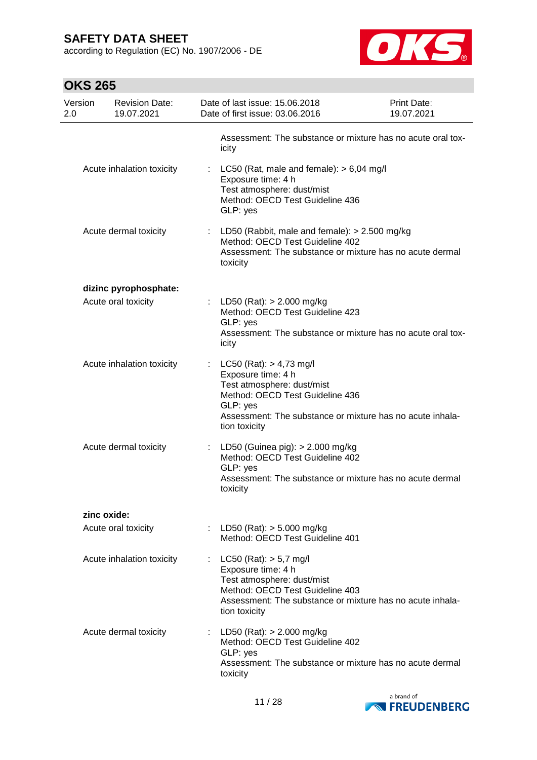| | | |
|---|---|---|
| | | Assessment: The substance or mixture has no acute oral toxicity |
| Acute inhalation toxicity | : | LC50 (Rat, male and female): > 6,04 mg/l<br>Exposure time: 4 h<br>Test atmosphere: dust/mist<br>Method: OECD Test Guideline 436<br>GLP: yes |
| Acute dermal toxicity | : | LD50 (Rabbit, male and female): > 2.500 mg/kg<br>Method: OECD Test Guideline 402<br>Assessment: The substance or mixture has no acute dermal toxicity |

**dizinc pyrophosphate:**

| | | |
|---|---|---|
| Acute oral toxicity | : | LD50 (Rat): > 2.000 mg/kg<br>Method: OECD Test Guideline 423<br>GLP: yes<br>Assessment: The substance or mixture has no acute oral toxicity |
| Acute inhalation toxicity | : | LC50 (Rat): > 4,73 mg/l<br>Exposure time: 4 h<br>Test atmosphere: dust/mist<br>Method: OECD Test Guideline 436<br>GLP: yes<br>Assessment: The substance or mixture has no acute inhalation toxicity |
| Acute dermal toxicity | : | LD50 (Guinea pig): > 2.000 mg/kg<br>Method: OECD Test Guideline 402<br>GLP: yes<br>Assessment: The substance or mixture has no acute dermal toxicity |

**zinc oxide:**

| | | |
|---|---|---|
| Acute oral toxicity | : | LD50 (Rat): > 5.000 mg/kg<br>Method: OECD Test Guideline 401 |
| Acute inhalation toxicity | : | LC50 (Rat): > 5,7 mg/l<br>Exposure time: 4 h<br>Test atmosphere: dust/mist<br>Method: OECD Test Guideline 403<br>Assessment: The substance or mixture has no acute inhalation toxicity |
| Acute dermal toxicity | : | LD50 (Rat): > 2.000 mg/kg<br>Method: OECD Test Guideline 402<br>GLP: yes<br>Assessment: The substance or mixture has no acute dermal toxicity |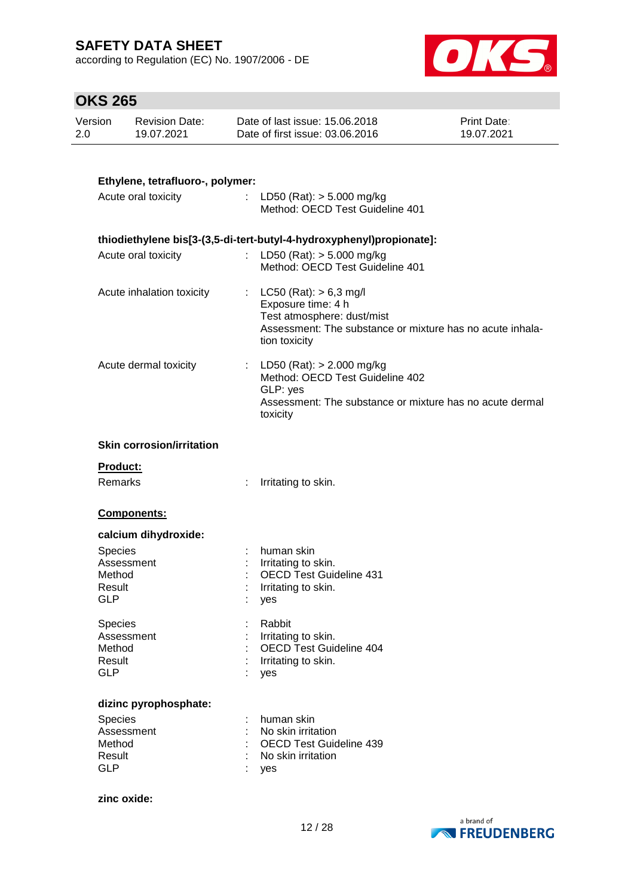**Ethylene, tetrafluoro-, polymer:**

Acute oral toxicity : LD50 (Rat): > 5.000 mg/kg
Method: OECD Test Guideline 401

**thiodiethylene bis[3-(3,5-di-tert-butyl-4-hydroxyphenyl)propionate]:**

Acute oral toxicity : LD50 (Rat): > 5.000 mg/kg
Method: OECD Test Guideline 401

Acute inhalation toxicity : LC50 (Rat): > 6,3 mg/l
Exposure time: 4 h
Test atmosphere: dust/mist
Assessment: The substance or mixture has no acute inhalation toxicity

Acute dermal toxicity : LD50 (Rat): > 2.000 mg/kg
Method: OECD Test Guideline 402
GLP: yes
Assessment: The substance or mixture has no acute dermal toxicity

**Skin corrosion/irritation**

**Product:**

Remarks : Irritating to skin.

**Components:**

**calcium dihydroxide:**

Species : human skin
Assessment : Irritating to skin.
Method : OECD Test Guideline 431
Result : Irritating to skin.
GLP : yes

Species : Rabbit
Assessment : Irritating to skin.
Method : OECD Test Guideline 404
Result : Irritating to skin.
GLP : yes

**dizinc pyrophosphate:**

Species : human skin
Assessment : No skin irritation
Method : OECD Test Guideline 439
Result : No skin irritation
GLP : yes

**zinc oxide:**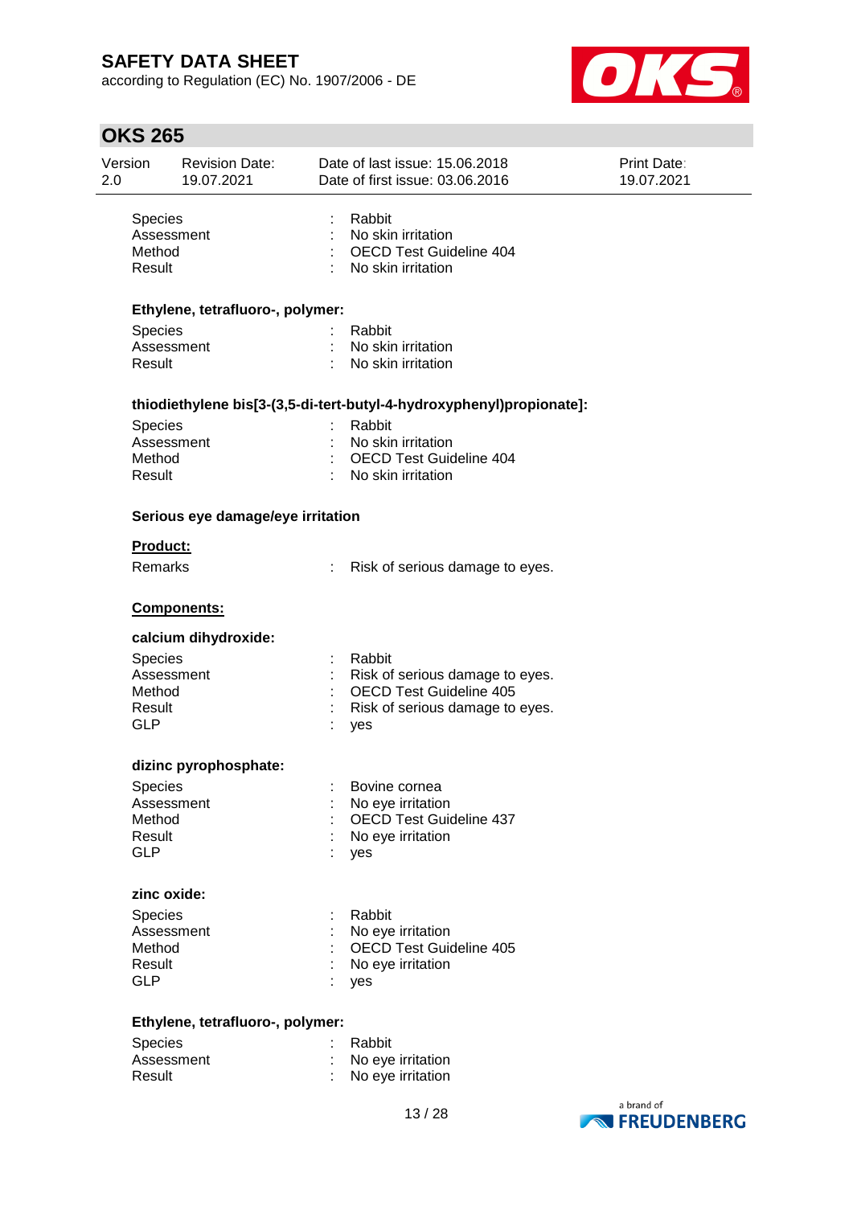| | | |
|---|---|---|
| Species | : | Rabbit |
| Assessment | : | No skin irritation |
| Method | : | OECD Test Guideline 404 |
| Result | : | No skin irritation |

**Ethylene, tetrafluoro-, polymer:**

| | | |
|---|---|---|
| Species | : | Rabbit |
| Assessment | : | No skin irritation |
| Result | : | No skin irritation |

**thiodiethylene bis[3-(3,5-di-tert-butyl-4-hydroxyphenyl)propionate]:**

| | | |
|---|---|---|
| Species | : | Rabbit |
| Assessment | : | No skin irritation |
| Method | : | OECD Test Guideline 404 |
| Result | : | No skin irritation |

**Serious eye damage/eye irritation**

**Product:**

| | | |
|---|---|---|
| Remarks | : | Risk of serious damage to eyes. |

**Components:**

**calcium dihydroxide:**

| | | |
|---|---|---|
| Species | : | Rabbit |
| Assessment | : | Risk of serious damage to eyes. |
| Method | : | OECD Test Guideline 405 |
| Result | : | Risk of serious damage to eyes. |
| GLP | : | yes |

**dizinc pyrophosphate:**

| | | |
|---|---|---|
| Species | : | Bovine cornea |
| Assessment | : | No eye irritation |
| Method | : | OECD Test Guideline 437 |
| Result | : | No eye irritation |
| GLP | : | yes |

**zinc oxide:**

| | | |
|---|---|---|
| Species | : | Rabbit |
| Assessment | : | No eye irritation |
| Method | : | OECD Test Guideline 405 |
| Result | : | No eye irritation |
| GLP | : | yes |

**Ethylene, tetrafluoro-, polymer:**

| | | |
|---|---|---|
| Species | : | Rabbit |
| Assessment | : | No eye irritation |
| Result | : | No eye irritation |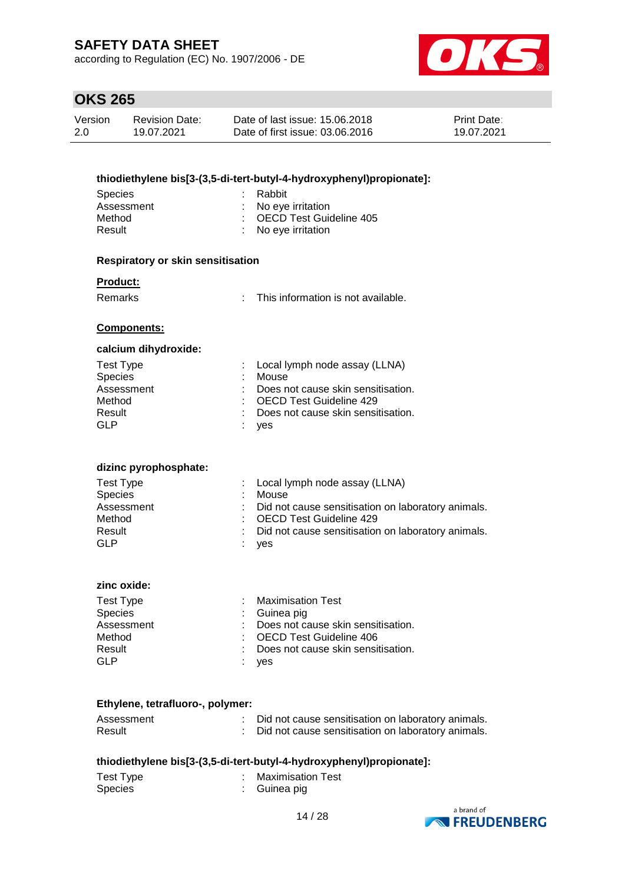**thiodiethylene bis[3-(3,5-di-tert-butyl-4-hydroxyphenyl)propionate]:**

| | | |
|---|---|---|
| Species | : | Rabbit |
| Assessment | : | No eye irritation |
| Method | : | OECD Test Guideline 405 |
| Result | : | No eye irritation |

**Respiratory or skin sensitisation**

**Product:**

| | | |
|---|---|---|
| Remarks | : | This information is not available. |

**Components:**

**calcium dihydroxide:**

| | | |
|---|---|---|
| Test Type | : | Local lymph node assay (LLNA) |
| Species | : | Mouse |
| Assessment | : | Does not cause skin sensitisation. |
| Method | : | OECD Test Guideline 429 |
| Result | : | Does not cause skin sensitisation. |
| GLP | : | yes |

**dizinc pyrophosphate:**

| | | |
|---|---|---|
| Test Type | : | Local lymph node assay (LLNA) |
| Species | : | Mouse |
| Assessment | : | Did not cause sensitisation on laboratory animals. |
| Method | : | OECD Test Guideline 429 |
| Result | : | Did not cause sensitisation on laboratory animals. |
| GLP | : | yes |

**zinc oxide:**

| | | |
|---|---|---|
| Test Type | : | Maximisation Test |
| Species | : | Guinea pig |
| Assessment | : | Does not cause skin sensitisation. |
| Method | : | OECD Test Guideline 406 |
| Result | : | Does not cause skin sensitisation. |
| GLP | : | yes |

**Ethylene, tetrafluoro-, polymer:**

| | | |
|---|---|---|
| Assessment | : | Did not cause sensitisation on laboratory animals. |
| Result | : | Did not cause sensitisation on laboratory animals. |

**thiodiethylene bis[3-(3,5-di-tert-butyl-4-hydroxyphenyl)propionate]:**

| | | |
|---|---|---|
| Test Type | : | Maximisation Test |
| Species | : | Guinea pig |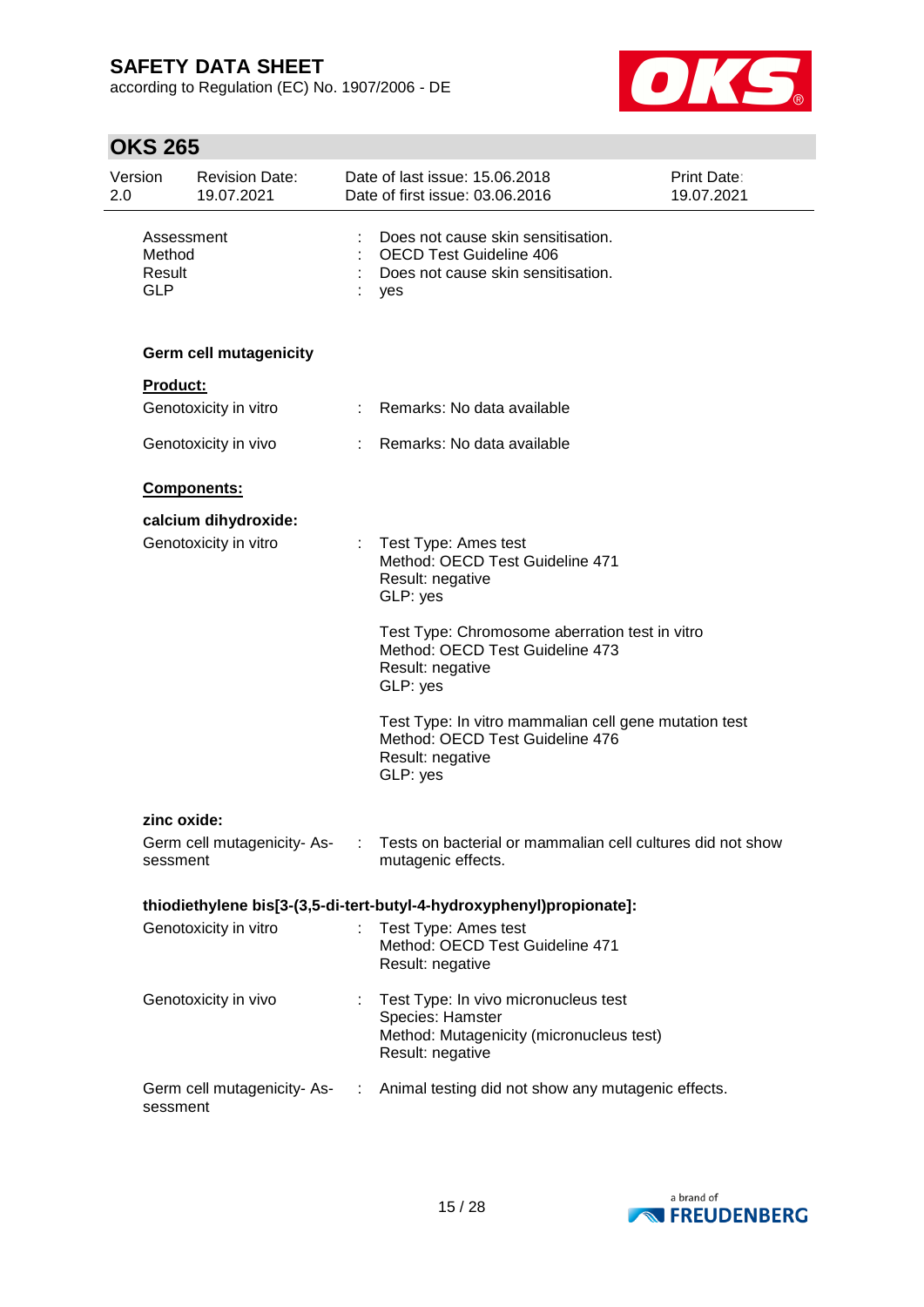Assessment : Does not cause skin sensitisation.
Method : OECD Test Guideline 406
Result : Does not cause skin sensitisation.
GLP : yes

### Germ cell mutagenicity

**Product:**

Genotoxicity in vitro : Remarks: No data available

Genotoxicity in vivo : Remarks: No data available

**Components:**

**calcium dihydroxide:**

Genotoxicity in vitro : Test Type: Ames test
Method: OECD Test Guideline 471
Result: negative
GLP: yes

Test Type: Chromosome aberration test in vitro
Method: OECD Test Guideline 473
Result: negative
GLP: yes

Test Type: In vitro mammalian cell gene mutation test
Method: OECD Test Guideline 476
Result: negative
GLP: yes

**zinc oxide:**

Germ cell mutagenicity- Assessment : Tests on bacterial or mammalian cell cultures did not show mutagenic effects.

**thiodiethylene bis[3-(3,5-di-tert-butyl-4-hydroxyphenyl)propionate]:**

Genotoxicity in vitro : Test Type: Ames test
Method: OECD Test Guideline 471
Result: negative

Genotoxicity in vivo : Test Type: In vivo micronucleus test
Species: Hamster
Method: Mutagenicity (micronucleus test)
Result: negative

Germ cell mutagenicity- Assessment : Animal testing did not show any mutagenic effects.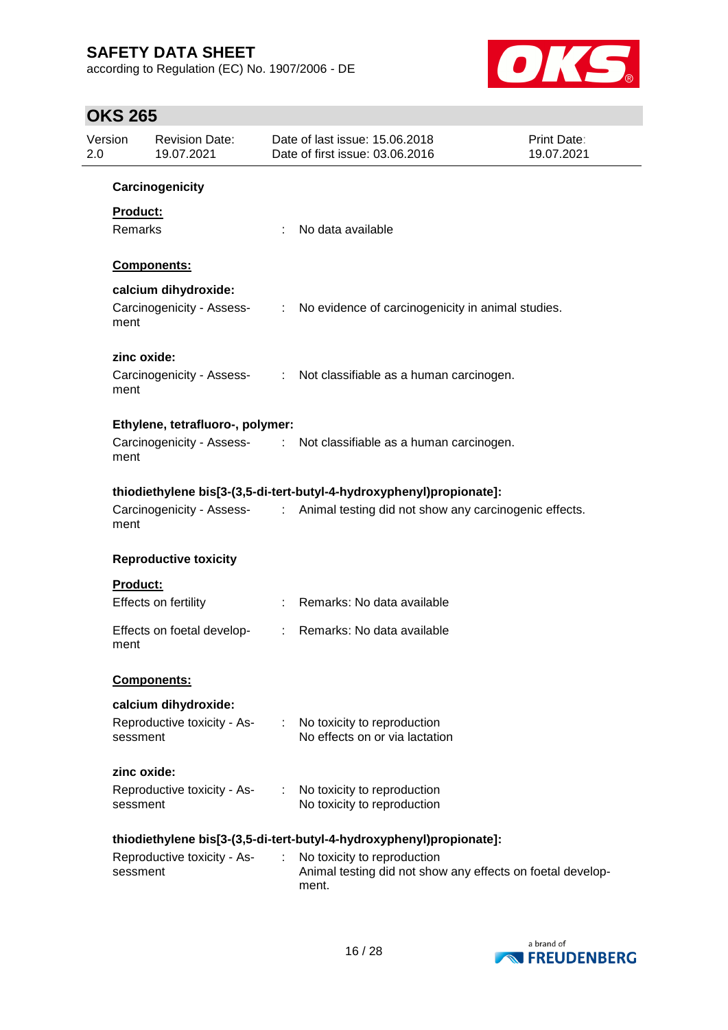**Carcinogenicity**

**Product:**

Remarks : No data available

**Components:**

**calcium dihydroxide:**

Carcinogenicity - Assessment : No evidence of carcinogenicity in animal studies.

**zinc oxide:**

Carcinogenicity - Assessment : Not classifiable as a human carcinogen.

**Ethylene, tetrafluoro-, polymer:**

Carcinogenicity - Assessment : Not classifiable as a human carcinogen.

**thiodiethylene bis[3-(3,5-di-tert-butyl-4-hydroxyphenyl)propionate]:**

Carcinogenicity - Assessment : Animal testing did not show any carcinogenic effects.

**Reproductive toxicity**

**Product:**

Effects on fertility : Remarks: No data available

Effects on foetal development : Remarks: No data available

**Components:**

**calcium dihydroxide:**

Reproductive toxicity - Assessment : No toxicity to reproduction
No effects on or via lactation

**zinc oxide:**

Reproductive toxicity - Assessment : No toxicity to reproduction
No toxicity to reproduction

**thiodiethylene bis[3-(3,5-di-tert-butyl-4-hydroxyphenyl)propionate]:**

Reproductive toxicity - Assessment : No toxicity to reproduction
Animal testing did not show any effects on foetal development.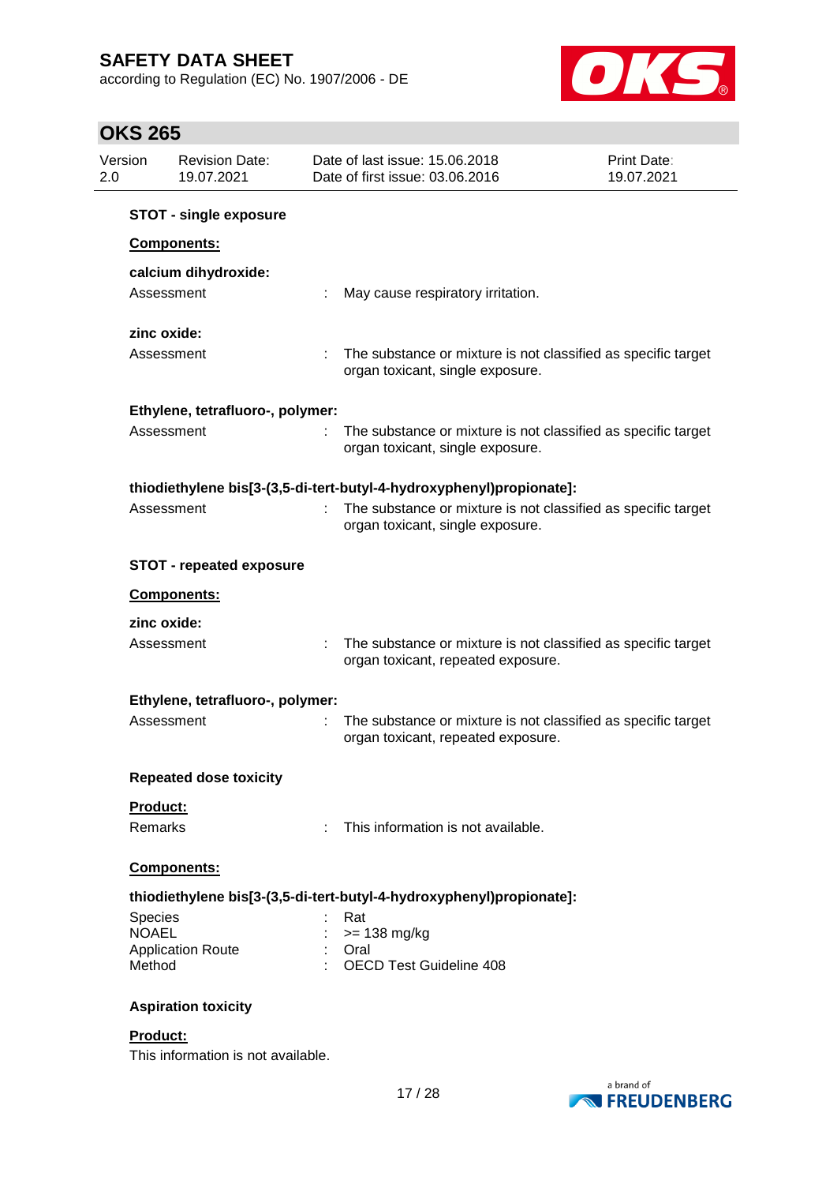**STOT - single exposure**

**Components:**

**calcium dihydroxide:**

Assessment : May cause respiratory irritation.

**zinc oxide:**

Assessment : The substance or mixture is not classified as specific target organ toxicant, single exposure.

**Ethylene, tetrafluoro-, polymer:**

Assessment : The substance or mixture is not classified as specific target organ toxicant, single exposure.

**thiodiethylene bis[3-(3,5-di-tert-butyl-4-hydroxyphenyl)propionate]:**

Assessment : The substance or mixture is not classified as specific target organ toxicant, single exposure.

**STOT - repeated exposure**

**Components:**

**zinc oxide:**

Assessment : The substance or mixture is not classified as specific target organ toxicant, repeated exposure.

**Ethylene, tetrafluoro-, polymer:**

Assessment : The substance or mixture is not classified as specific target organ toxicant, repeated exposure.

**Repeated dose toxicity**

**Product:**

Remarks : This information is not available.

**Components:**

**thiodiethylene bis[3-(3,5-di-tert-butyl-4-hydroxyphenyl)propionate]:**

Species : Rat
NOAEL : >= 138 mg/kg
Application Route : Oral
Method : OECD Test Guideline 408

**Aspiration toxicity**

**Product:**

This information is not available.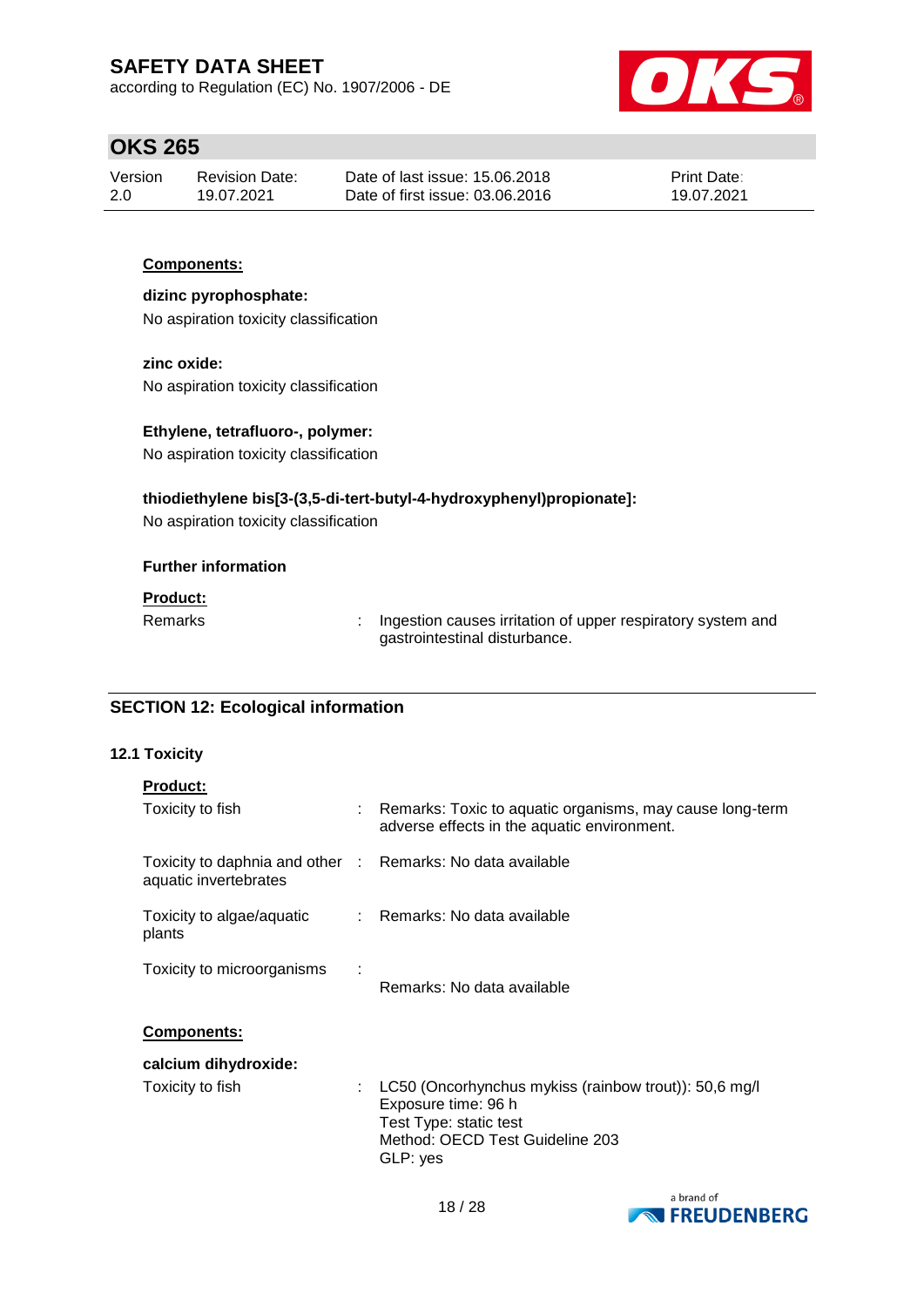**Components:**

**dizinc pyrophosphate:**

No aspiration toxicity classification

**zinc oxide:**

No aspiration toxicity classification

**Ethylene, tetrafluoro-, polymer:**

No aspiration toxicity classification

**thiodiethylene bis[3-(3,5-di-tert-butyl-4-hydroxyphenyl)propionate]:**

No aspiration toxicity classification

**Further information**

**Product:**

Remarks : Ingestion causes irritation of upper respiratory system and gastrointestinal disturbance.

## SECTION 12: Ecological information

### 12.1 Toxicity

**Product:**

Toxicity to fish : Remarks: Toxic to aquatic organisms, may cause long-term adverse effects in the aquatic environment.

Toxicity to daphnia and other aquatic invertebrates : Remarks: No data available

Toxicity to algae/aquatic plants : Remarks: No data available

Toxicity to microorganisms : Remarks: No data available

**Components:**

**calcium dihydroxide:**

Toxicity to fish : LC50 (Oncorhynchus mykiss (rainbow trout)): 50,6 mg/l
Exposure time: 96 h
Test Type: static test
Method: OECD Test Guideline 203
GLP: yes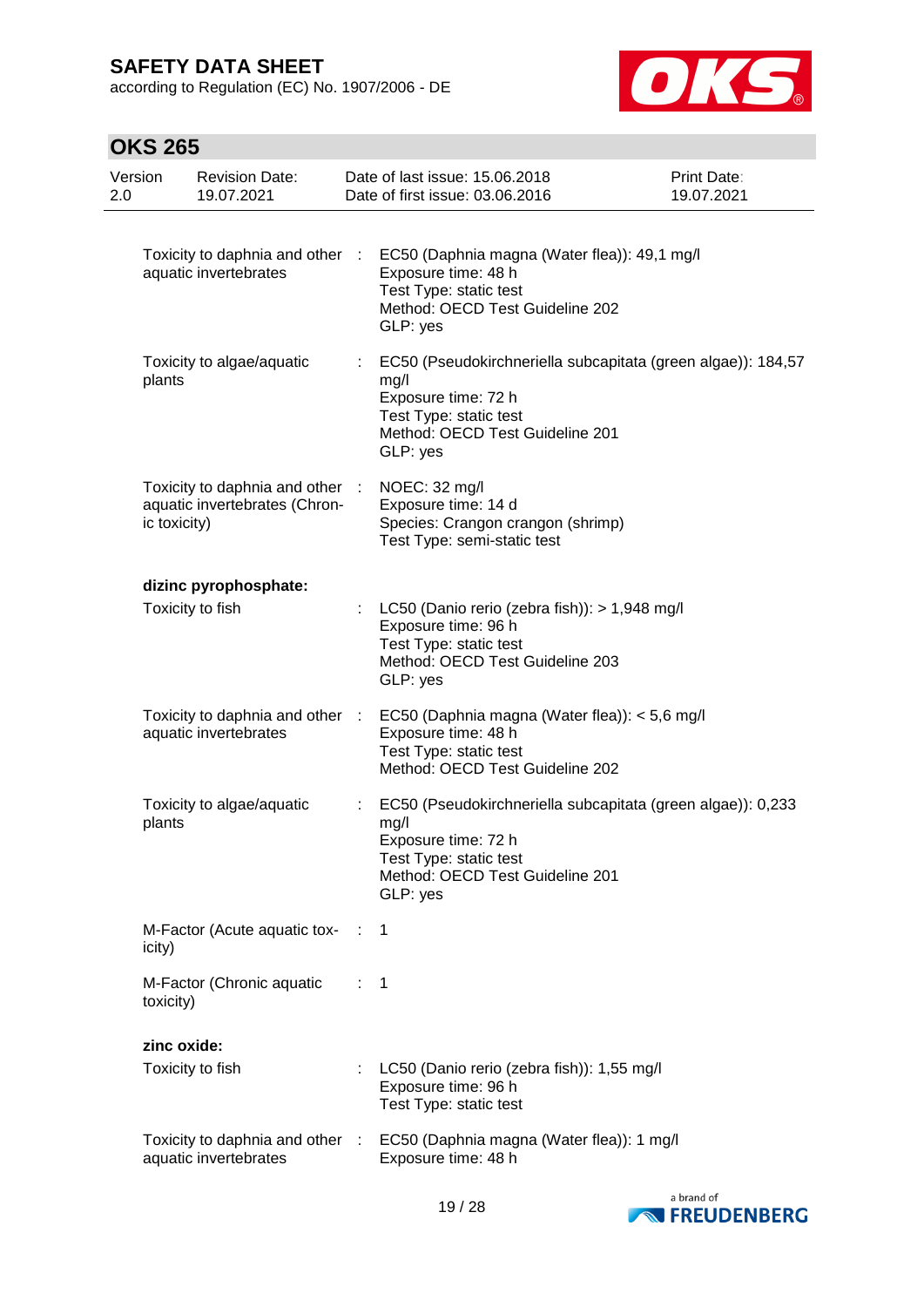Toxicity to daphnia and other aquatic invertebrates : EC50 (Daphnia magna (Water flea)): 49,1 mg/l
Exposure time: 48 h
Test Type: static test
Method: OECD Test Guideline 202
GLP: yes

Toxicity to algae/aquatic plants : EC50 (Pseudokirchneriella subcapitata (green algae)): 184,57 mg/l
Exposure time: 72 h
Test Type: static test
Method: OECD Test Guideline 201
GLP: yes

Toxicity to daphnia and other aquatic invertebrates (Chronic toxicity) : NOEC: 32 mg/l
Exposure time: 14 d
Species: Crangon crangon (shrimp)
Test Type: semi-static test

**dizinc pyrophosphate:**

Toxicity to fish : LC50 (Danio rerio (zebra fish)): > 1,948 mg/l
Exposure time: 96 h
Test Type: static test
Method: OECD Test Guideline 203
GLP: yes

Toxicity to daphnia and other aquatic invertebrates : EC50 (Daphnia magna (Water flea)): < 5,6 mg/l
Exposure time: 48 h
Test Type: static test
Method: OECD Test Guideline 202

Toxicity to algae/aquatic plants : EC50 (Pseudokirchneriella subcapitata (green algae)): 0,233 mg/l
Exposure time: 72 h
Test Type: static test
Method: OECD Test Guideline 201
GLP: yes

M-Factor (Acute aquatic toxicity) : 1

M-Factor (Chronic aquatic toxicity) : 1

**zinc oxide:**

Toxicity to fish : LC50 (Danio rerio (zebra fish)): 1,55 mg/l
Exposure time: 96 h
Test Type: static test

Toxicity to daphnia and other aquatic invertebrates : EC50 (Daphnia magna (Water flea)): 1 mg/l
Exposure time: 48 h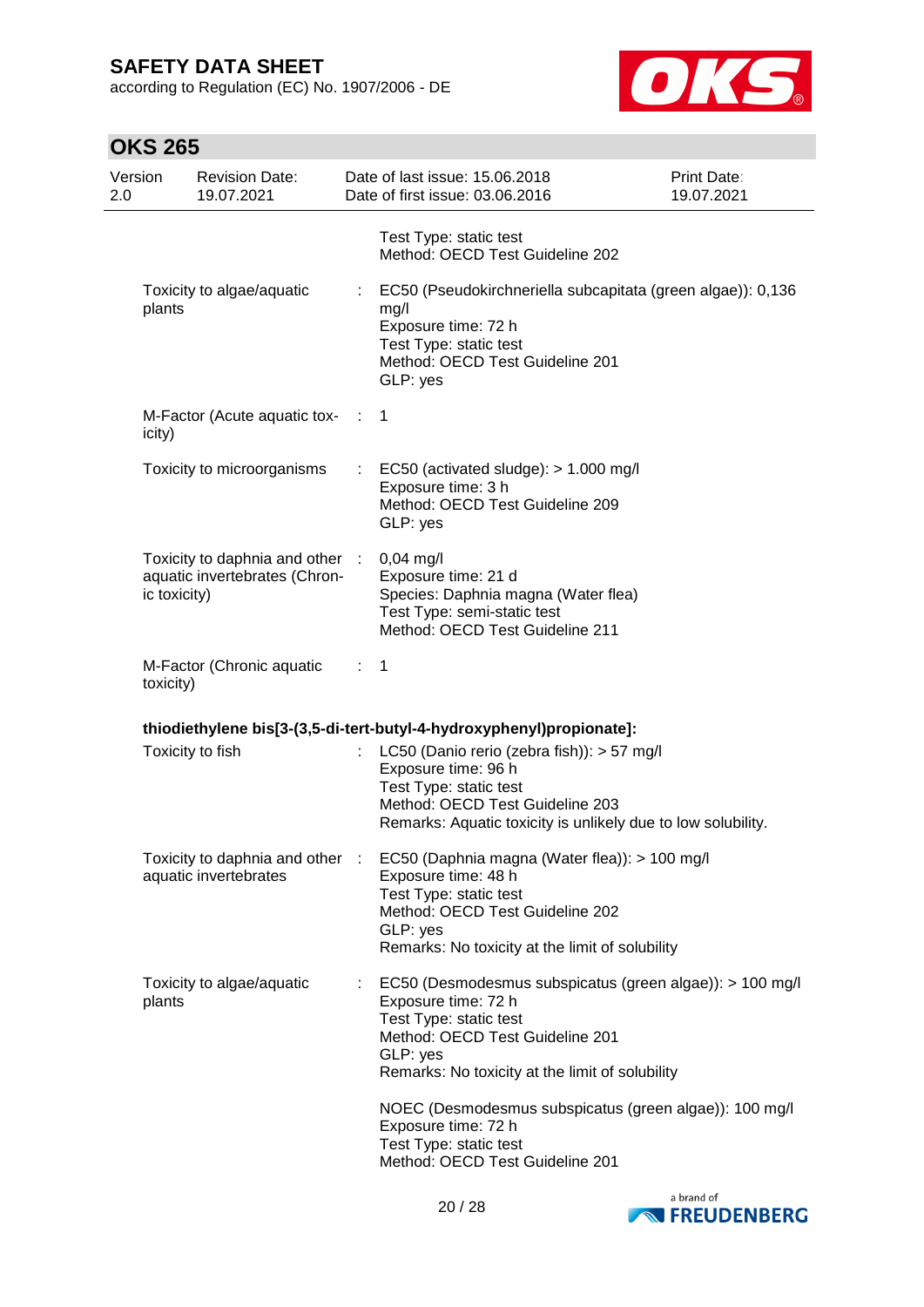| | | |
|---|---|---|
| | | Test Type: static test<br>Method: OECD Test Guideline 202 |
| Toxicity to algae/aquatic plants | : | EC50 (Pseudokirchneriella subcapitata (green algae)): 0,136 mg/l<br>Exposure time: 72 h<br>Test Type: static test<br>Method: OECD Test Guideline 201<br>GLP: yes |
| M-Factor (Acute aquatic toxicity) | : | 1 |
| Toxicity to microorganisms | : | EC50 (activated sludge): > 1.000 mg/l<br>Exposure time: 3 h<br>Method: OECD Test Guideline 209<br>GLP: yes |
| Toxicity to daphnia and other aquatic invertebrates (Chronic toxicity) | : | 0,04 mg/l<br>Exposure time: 21 d<br>Species: Daphnia magna (Water flea)<br>Test Type: semi-static test<br>Method: OECD Test Guideline 211 |
| M-Factor (Chronic aquatic toxicity) | : | 1 |

**thiodiethylene bis[3-(3,5-di-tert-butyl-4-hydroxyphenyl)propionate]:**

| | | |
|---|---|---|
| Toxicity to fish | : | LC50 (Danio rerio (zebra fish)): > 57 mg/l<br>Exposure time: 96 h<br>Test Type: static test<br>Method: OECD Test Guideline 203<br>Remarks: Aquatic toxicity is unlikely due to low solubility. |
| Toxicity to daphnia and other aquatic invertebrates | : | EC50 (Daphnia magna (Water flea)): > 100 mg/l<br>Exposure time: 48 h<br>Test Type: static test<br>Method: OECD Test Guideline 202<br>GLP: yes<br>Remarks: No toxicity at the limit of solubility |
| Toxicity to algae/aquatic plants | : | EC50 (Desmodesmus subspicatus (green algae)): > 100 mg/l<br>Exposure time: 72 h<br>Test Type: static test<br>Method: OECD Test Guideline 201<br>GLP: yes<br>Remarks: No toxicity at the limit of solubility<br><br>NOEC (Desmodesmus subspicatus (green algae)): 100 mg/l<br>Exposure time: 72 h<br>Test Type: static test<br>Method: OECD Test Guideline 201 |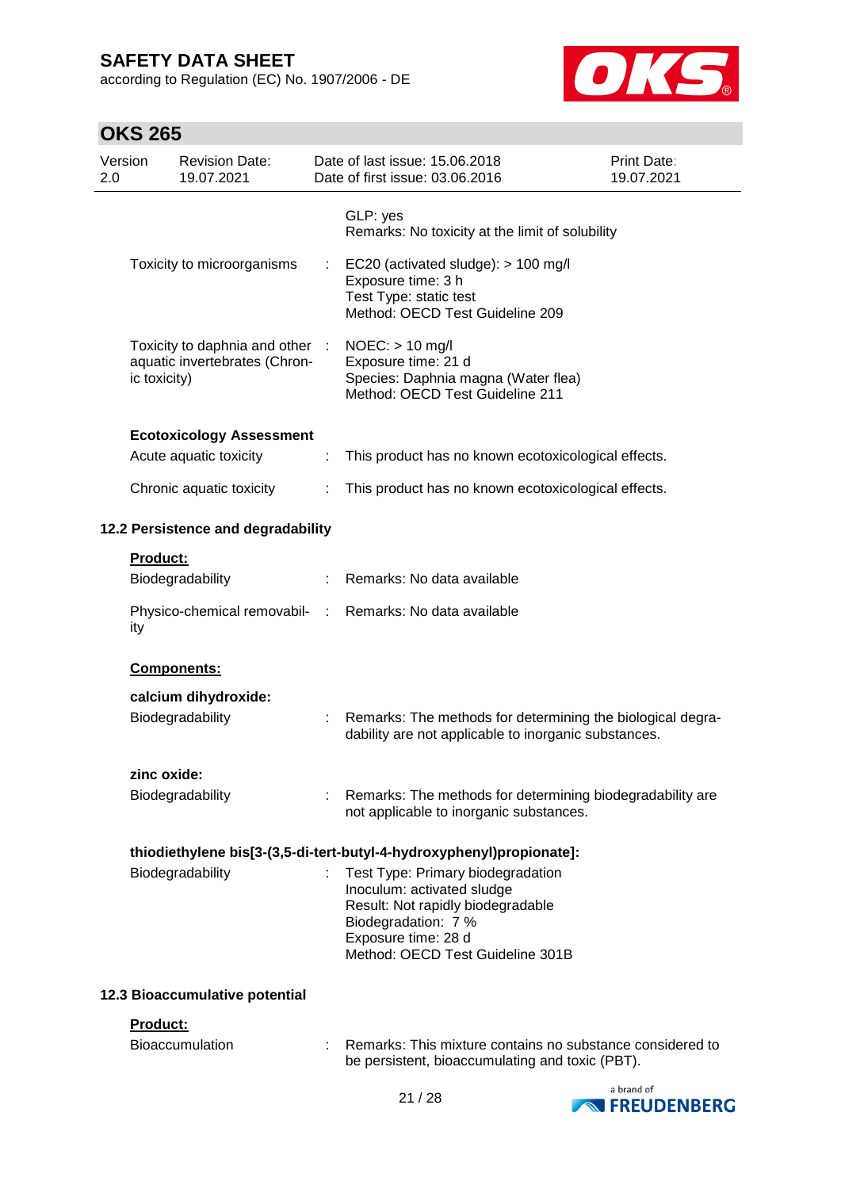GLP: yes
Remarks: No toxicity at the limit of solubility

Toxicity to microorganisms : EC20 (activated sludge): > 100 mg/l
Exposure time: 3 h
Test Type: static test
Method: OECD Test Guideline 209

Toxicity to daphnia and other aquatic invertebrates (Chronic toxicity) : NOEC: > 10 mg/l
Exposure time: 21 d
Species: Daphnia magna (Water flea)
Method: OECD Test Guideline 211

**Ecotoxicology Assessment**

Acute aquatic toxicity : This product has no known ecotoxicological effects.

Chronic aquatic toxicity : This product has no known ecotoxicological effects.

### 12.2 Persistence and degradability

**Product:**

Biodegradability : Remarks: No data available

Physico-chemical removability : Remarks: No data available

**Components:**

**calcium dihydroxide:**

Biodegradability : Remarks: The methods for determining the biological degradability are not applicable to inorganic substances.

**zinc oxide:**

Biodegradability : Remarks: The methods for determining biodegradability are not applicable to inorganic substances.

**thiodiethylene bis[3-(3,5-di-tert-butyl-4-hydroxyphenyl)propionate]:**

Biodegradability : Test Type: Primary biodegradation
Inoculum: activated sludge
Result: Not rapidly biodegradable
Biodegradation: 7 %
Exposure time: 28 d
Method: OECD Test Guideline 301B

### 12.3 Bioaccumulative potential

**Product:**

Bioaccumulation : Remarks: This mixture contains no substance considered to be persistent, bioaccumulating and toxic (PBT).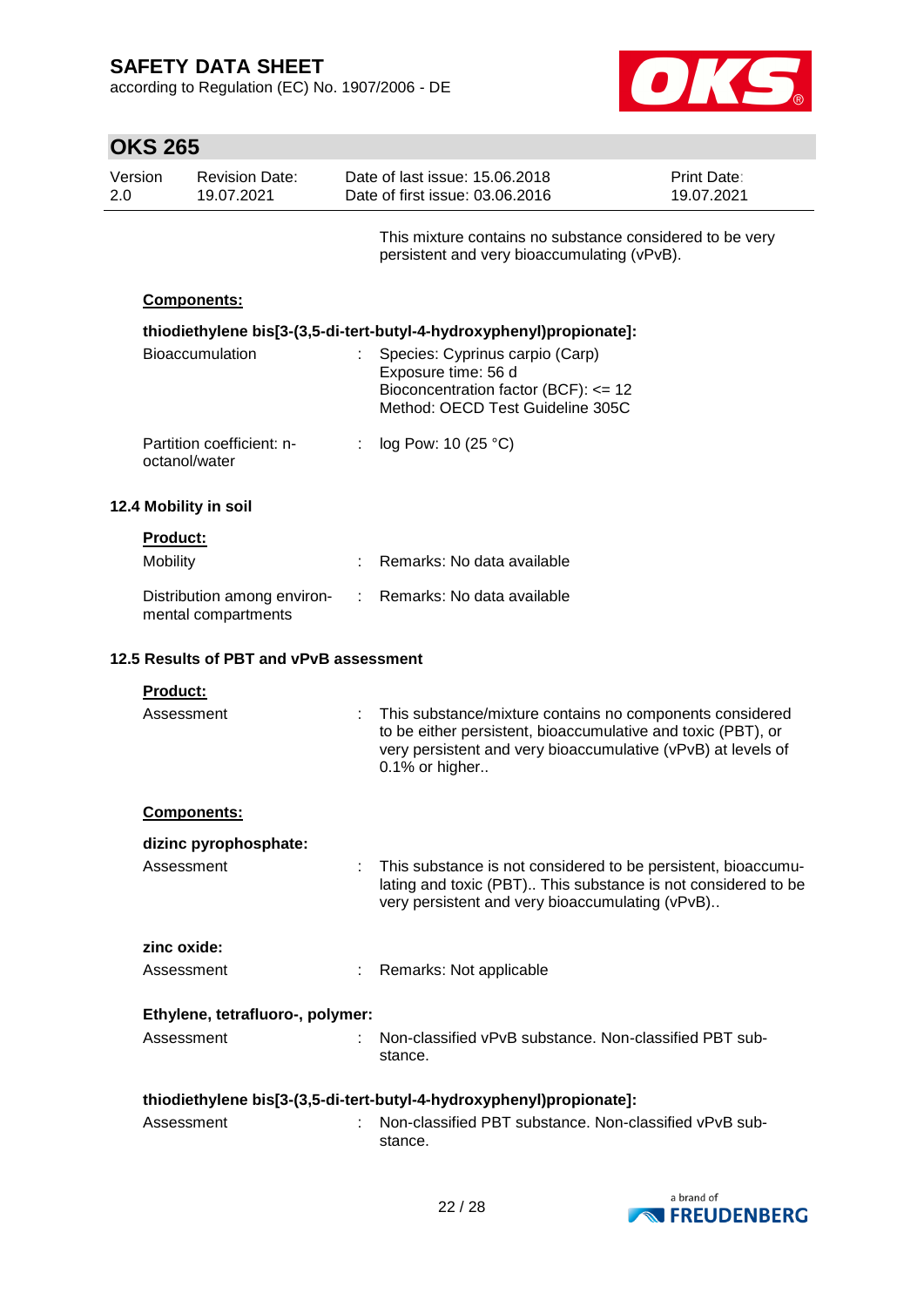This mixture contains no substance considered to be very persistent and very bioaccumulating (vPvB).

**Components:**

**thiodiethylene bis[3-(3,5-di-tert-butyl-4-hydroxyphenyl)propionate]:**

| | | |
|---|---|---|
| Bioaccumulation | : | Species: Cyprinus carpio (Carp)<br>Exposure time: 56 d<br>Bioconcentration factor (BCF): <= 12<br>Method: OECD Test Guideline 305C |
| Partition coefficient: n-octanol/water | : | log Pow: 10 (25 °C) |

### 12.4 Mobility in soil

**Product:**

| | | |
|---|---|---|
| Mobility | : | Remarks: No data available |
| Distribution among environmental compartments | : | Remarks: No data available |

### 12.5 Results of PBT and vPvB assessment

**Product:**

| | | |
|---|---|---|
| Assessment | : | This substance/mixture contains no components considered to be either persistent, bioaccumulative and toxic (PBT), or very persistent and very bioaccumulative (vPvB) at levels of 0.1% or higher.. |

**Components:**

**dizinc pyrophosphate:**

| | | |
|---|---|---|
| Assessment | : | This substance is not considered to be persistent, bioaccumulating and toxic (PBT).. This substance is not considered to be very persistent and very bioaccumulating (vPvB).. |

**zinc oxide:**

| | | |
|---|---|---|
| Assessment | : | Remarks: Not applicable |

**Ethylene, tetrafluoro-, polymer:**

| | | |
|---|---|---|
| Assessment | : | Non-classified vPvB substance. Non-classified PBT substance. |

**thiodiethylene bis[3-(3,5-di-tert-butyl-4-hydroxyphenyl)propionate]:**

| | | |
|---|---|---|
| Assessment | : | Non-classified PBT substance. Non-classified vPvB substance. |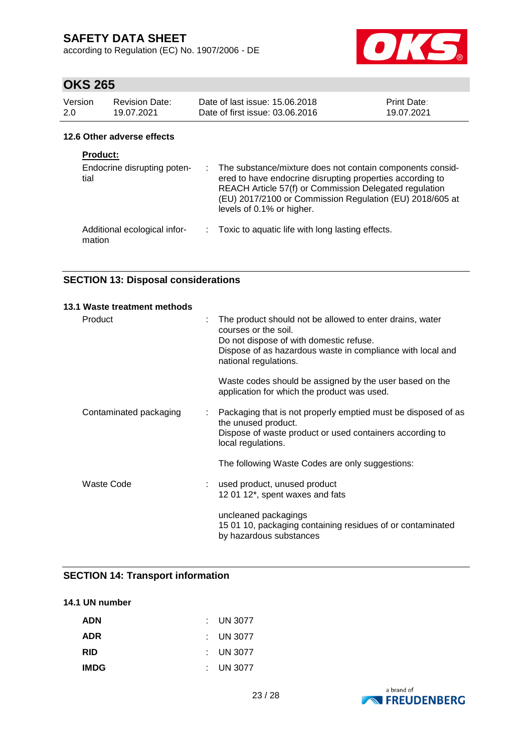### 12.6 Other adverse effects

**Product:**

| | |
|---|---|
| Endocrine disrupting potential | : The substance/mixture does not contain components considered to have endocrine disrupting properties according to REACH Article 57(f) or Commission Delegated regulation (EU) 2017/2100 or Commission Regulation (EU) 2018/605 at levels of 0.1% or higher. |
| Additional ecological information | : Toxic to aquatic life with long lasting effects. |

## SECTION 13: Disposal considerations

### 13.1 Waste treatment methods

| | |
|---|---|
| Product | : The product should not be allowed to enter drains, water courses or the soil.<br>Do not dispose of with domestic refuse.<br>Dispose of as hazardous waste in compliance with local and national regulations.<br><br>Waste codes should be assigned by the user based on the application for which the product was used. |
| Contaminated packaging | : Packaging that is not properly emptied must be disposed of as the unused product.<br>Dispose of waste product or used containers according to local regulations.<br><br>The following Waste Codes are only suggestions: |
| Waste Code | : used product, unused product<br>12 01 12*, spent waxes and fats<br><br>uncleaned packagings<br>15 01 10, packaging containing residues of or contaminated by hazardous substances |

## SECTION 14: Transport information

### 14.1 UN number

| | |
|---|---|
| **ADN** | : UN 3077 |
| **ADR** | : UN 3077 |
| **RID** | : UN 3077 |
| **IMDG** | : UN 3077 |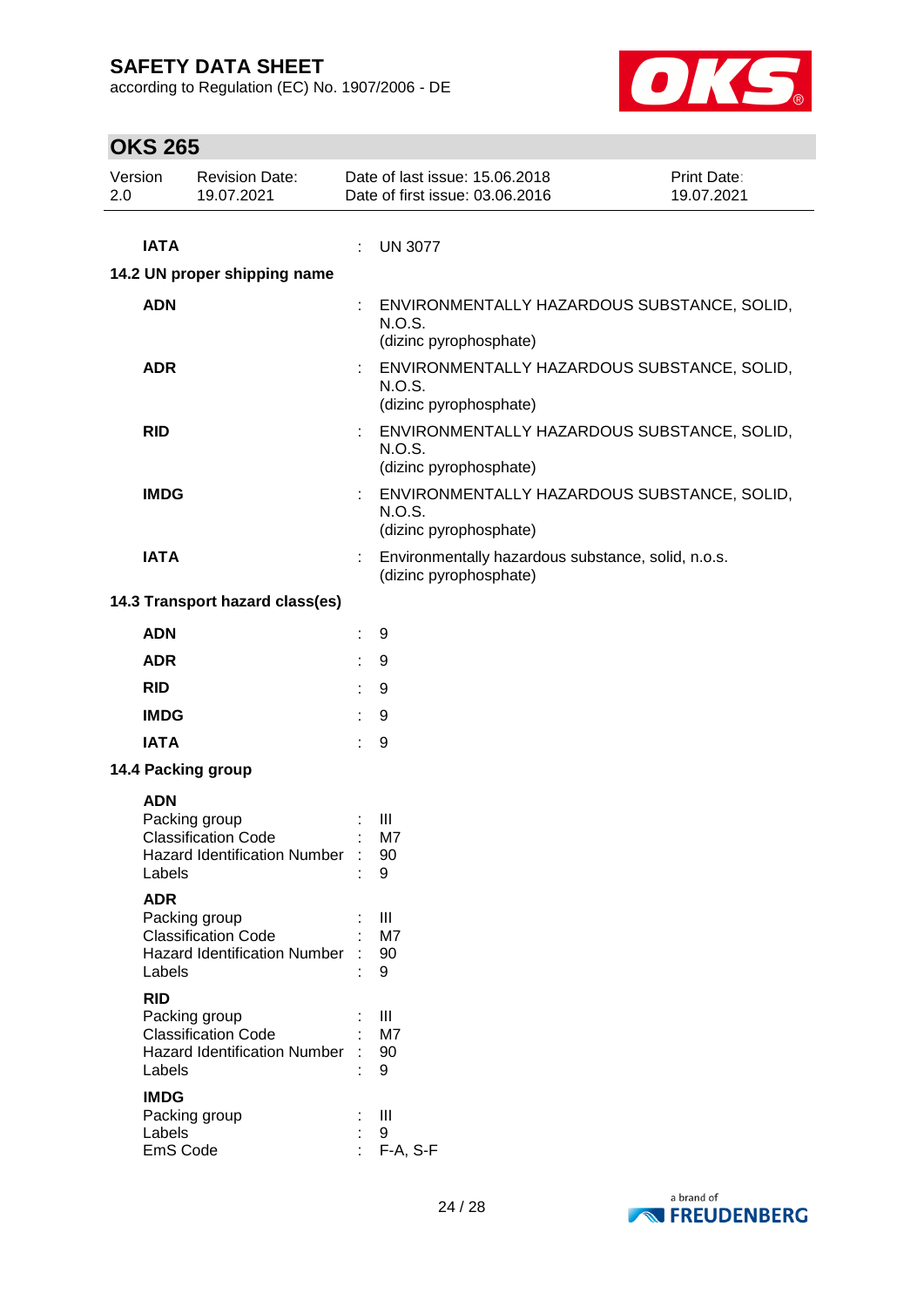| | | |
|---|---|---|
| **IATA** | : | UN 3077 |

**14.2 UN proper shipping name**

| | | |
|---|---|---|
| **ADN** | : | ENVIRONMENTALLY HAZARDOUS SUBSTANCE, SOLID, N.O.S. (dizinc pyrophosphate) |
| **ADR** | : | ENVIRONMENTALLY HAZARDOUS SUBSTANCE, SOLID, N.O.S. (dizinc pyrophosphate) |
| **RID** | : | ENVIRONMENTALLY HAZARDOUS SUBSTANCE, SOLID, N.O.S. (dizinc pyrophosphate) |
| **IMDG** | : | ENVIRONMENTALLY HAZARDOUS SUBSTANCE, SOLID, N.O.S. (dizinc pyrophosphate) |
| **IATA** | : | Environmentally hazardous substance, solid, n.o.s. (dizinc pyrophosphate) |

**14.3 Transport hazard class(es)**

| | | |
|---|---|---|
| **ADN** | : | 9 |
| **ADR** | : | 9 |
| **RID** | : | 9 |
| **IMDG** | : | 9 |
| **IATA** | : | 9 |

**14.4 Packing group**

**ADN**

| | | |
|---|---|---|
| Packing group | : | III |
| Classification Code | : | M7 |
| Hazard Identification Number | : | 90 |
| Labels | : | 9 |

**ADR**

| | | |
|---|---|---|
| Packing group | : | III |
| Classification Code | : | M7 |
| Hazard Identification Number | : | 90 |
| Labels | : | 9 |

**RID**

| | | |
|---|---|---|
| Packing group | : | III |
| Classification Code | : | M7 |
| Hazard Identification Number | : | 90 |
| Labels | : | 9 |

**IMDG**

| | | |
|---|---|---|
| Packing group | : | III |
| Labels | : | 9 |
| EmS Code | : | F-A, S-F |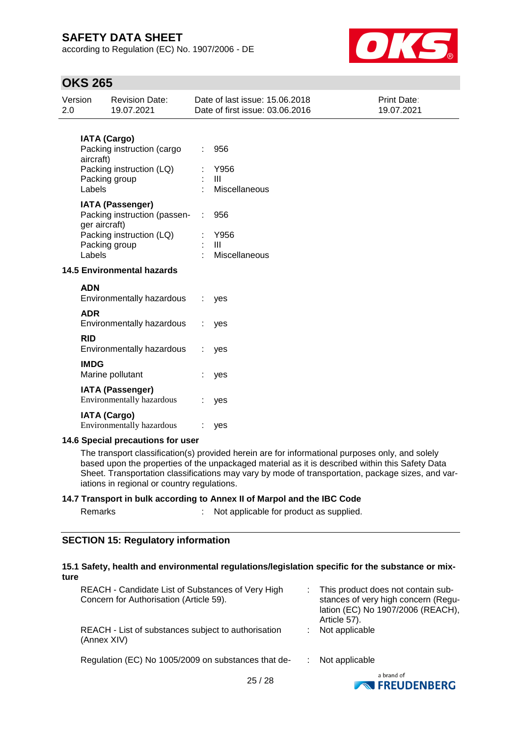**IATA (Cargo)**

Packing instruction (cargo aircraft) : 956
Packing instruction (LQ) : Y956
Packing group : III
Labels : Miscellaneous

**IATA (Passenger)**

Packing instruction (passenger aircraft) : 956
Packing instruction (LQ) : Y956
Packing group : III
Labels : Miscellaneous

### 14.5 Environmental hazards

**ADN**

Environmentally hazardous : yes

**ADR**

Environmentally hazardous : yes

**RID**

Environmentally hazardous : yes

**IMDG**

Marine pollutant : yes

**IATA (Passenger)**

Environmentally hazardous : yes

**IATA (Cargo)**

Environmentally hazardous : yes

### 14.6 Special precautions for user

The transport classification(s) provided herein are for informational purposes only, and solely based upon the properties of the unpackaged material as it is described within this Safety Data Sheet. Transportation classifications may vary by mode of transportation, package sizes, and variations in regional or country regulations.

### 14.7 Transport in bulk according to Annex II of Marpol and the IBC Code

Remarks : Not applicable for product as supplied.

## SECTION 15: Regulatory information

### 15.1 Safety, health and environmental regulations/legislation specific for the substance or mixture

REACH - Candidate List of Substances of Very High Concern for Authorisation (Article 59). : This product does not contain substances of very high concern (Regulation (EC) No 1907/2006 (REACH), Article 57).

REACH - List of substances subject to authorisation (Annex XIV) : Not applicable

Regulation (EC) No 1005/2009 on substances that de- : Not applicable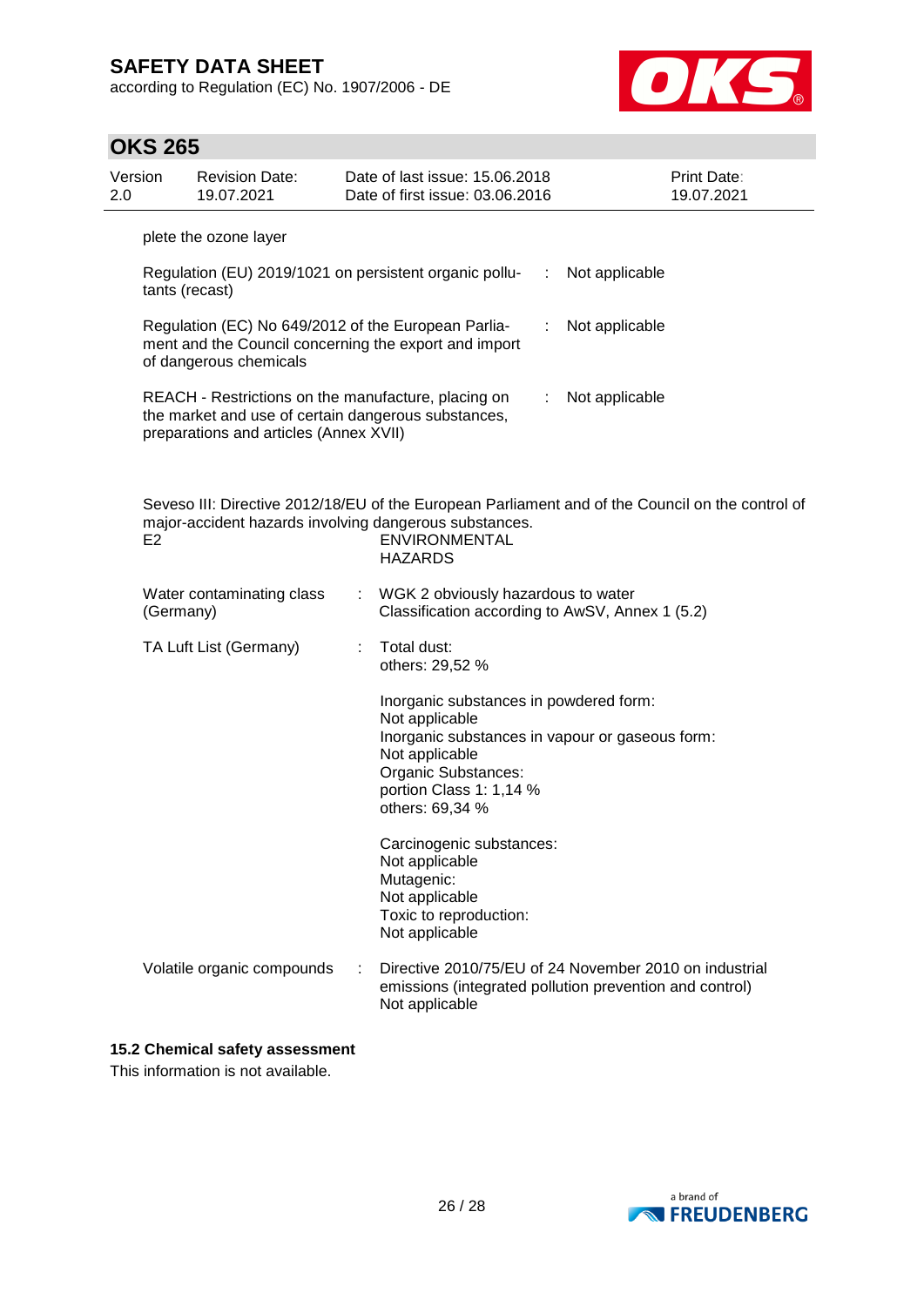plete the ozone layer

| | | |
|---|---|---|
| Regulation (EU) 2019/1021 on persistent organic pollutants (recast) | : | Not applicable |
| Regulation (EC) No 649/2012 of the European Parliament and the Council concerning the export and import of dangerous chemicals | : | Not applicable |
| REACH - Restrictions on the manufacture, placing on the market and use of certain dangerous substances, preparations and articles (Annex XVII) | : | Not applicable |

Seveso III: Directive 2012/18/EU of the European Parliament and of the Council on the control of major-accident hazards involving dangerous substances.

| | |
|---|---|
| E2 | ENVIRONMENTAL HAZARDS |

Water contaminating class (Germany) : WGK 2 obviously hazardous to water
Classification according to AwSV, Annex 1 (5.2)

TA Luft List (Germany) : Total dust:
others: 29,52 %

Inorganic substances in powdered form:
Not applicable
Inorganic substances in vapour or gaseous form:
Not applicable
Organic Substances:
portion Class 1: 1,14 %
others: 69,34 %

Carcinogenic substances:
Not applicable
Mutagenic:
Not applicable
Toxic to reproduction:
Not applicable

Volatile organic compounds : Directive 2010/75/EU of 24 November 2010 on industrial emissions (integrated pollution prevention and control)
Not applicable

### 15.2 Chemical safety assessment

This information is not available.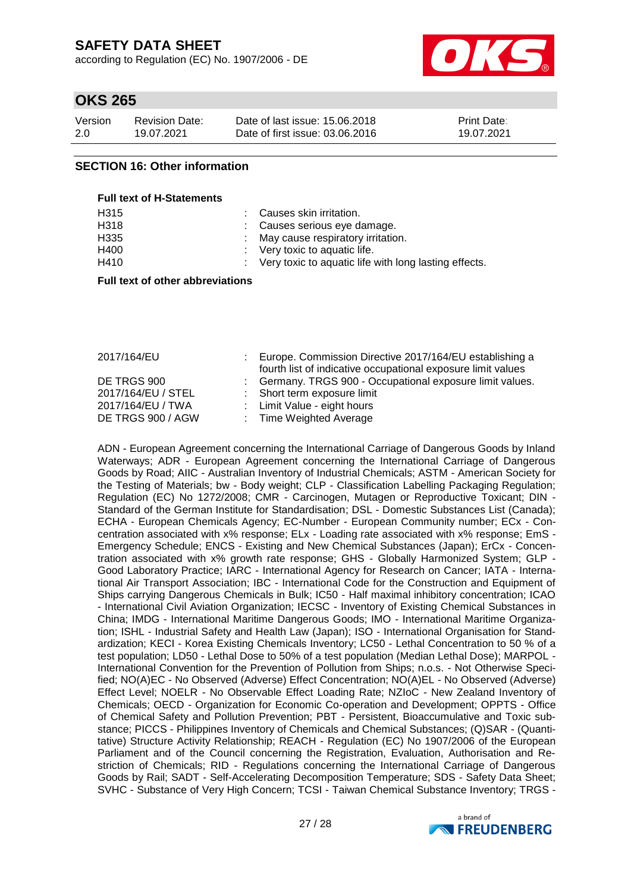## SECTION 16: Other information

**Full text of H-Statements**

| | |
|---|---|
| H315 | : Causes skin irritation. |
| H318 | : Causes serious eye damage. |
| H335 | : May cause respiratory irritation. |
| H400 | : Very toxic to aquatic life. |
| H410 | : Very toxic to aquatic life with long lasting effects. |

**Full text of other abbreviations**

| | |
|---|---|
| 2017/164/EU | : Europe. Commission Directive 2017/164/EU establishing a fourth list of indicative occupational exposure limit values |
| DE TRGS 900 | : Germany. TRGS 900 - Occupational exposure limit values. |
| 2017/164/EU / STEL | : Short term exposure limit |
| 2017/164/EU / TWA | : Limit Value - eight hours |
| DE TRGS 900 / AGW | : Time Weighted Average |

ADN - European Agreement concerning the International Carriage of Dangerous Goods by Inland Waterways; ADR - European Agreement concerning the International Carriage of Dangerous Goods by Road; AIIC - Australian Inventory of Industrial Chemicals; ASTM - American Society for the Testing of Materials; bw - Body weight; CLP - Classification Labelling Packaging Regulation; Regulation (EC) No 1272/2008; CMR - Carcinogen, Mutagen or Reproductive Toxicant; DIN - Standard of the German Institute for Standardisation; DSL - Domestic Substances List (Canada); ECHA - European Chemicals Agency; EC-Number - European Community number; ECx - Concentration associated with x% response; ELx - Loading rate associated with x% response; EmS - Emergency Schedule; ENCS - Existing and New Chemical Substances (Japan); ErCx - Concentration associated with x% growth rate response; GHS - Globally Harmonized System; GLP - Good Laboratory Practice; IARC - International Agency for Research on Cancer; IATA - International Air Transport Association; IBC - International Code for the Construction and Equipment of Ships carrying Dangerous Chemicals in Bulk; IC50 - Half maximal inhibitory concentration; ICAO - International Civil Aviation Organization; IECSC - Inventory of Existing Chemical Substances in China; IMDG - International Maritime Dangerous Goods; IMO - International Maritime Organization; ISHL - Industrial Safety and Health Law (Japan); ISO - International Organisation for Standardization; KECI - Korea Existing Chemicals Inventory; LC50 - Lethal Concentration to 50 % of a test population; LD50 - Lethal Dose to 50% of a test population (Median Lethal Dose); MARPOL - International Convention for the Prevention of Pollution from Ships; n.o.s. - Not Otherwise Specified; NO(A)EC - No Observed (Adverse) Effect Concentration; NO(A)EL - No Observed (Adverse) Effect Level; NOELR - No Observable Effect Loading Rate; NZIoC - New Zealand Inventory of Chemicals; OECD - Organization for Economic Co-operation and Development; OPPTS - Office of Chemical Safety and Pollution Prevention; PBT - Persistent, Bioaccumulative and Toxic substance; PICCS - Philippines Inventory of Chemicals and Chemical Substances; (Q)SAR - (Quantitative) Structure Activity Relationship; REACH - Regulation (EC) No 1907/2006 of the European Parliament and of the Council concerning the Registration, Evaluation, Authorisation and Restriction of Chemicals; RID - Regulations concerning the International Carriage of Dangerous Goods by Rail; SADT - Self-Accelerating Decomposition Temperature; SDS - Safety Data Sheet; SVHC - Substance of Very High Concern; TCSI - Taiwan Chemical Substance Inventory; TRGS -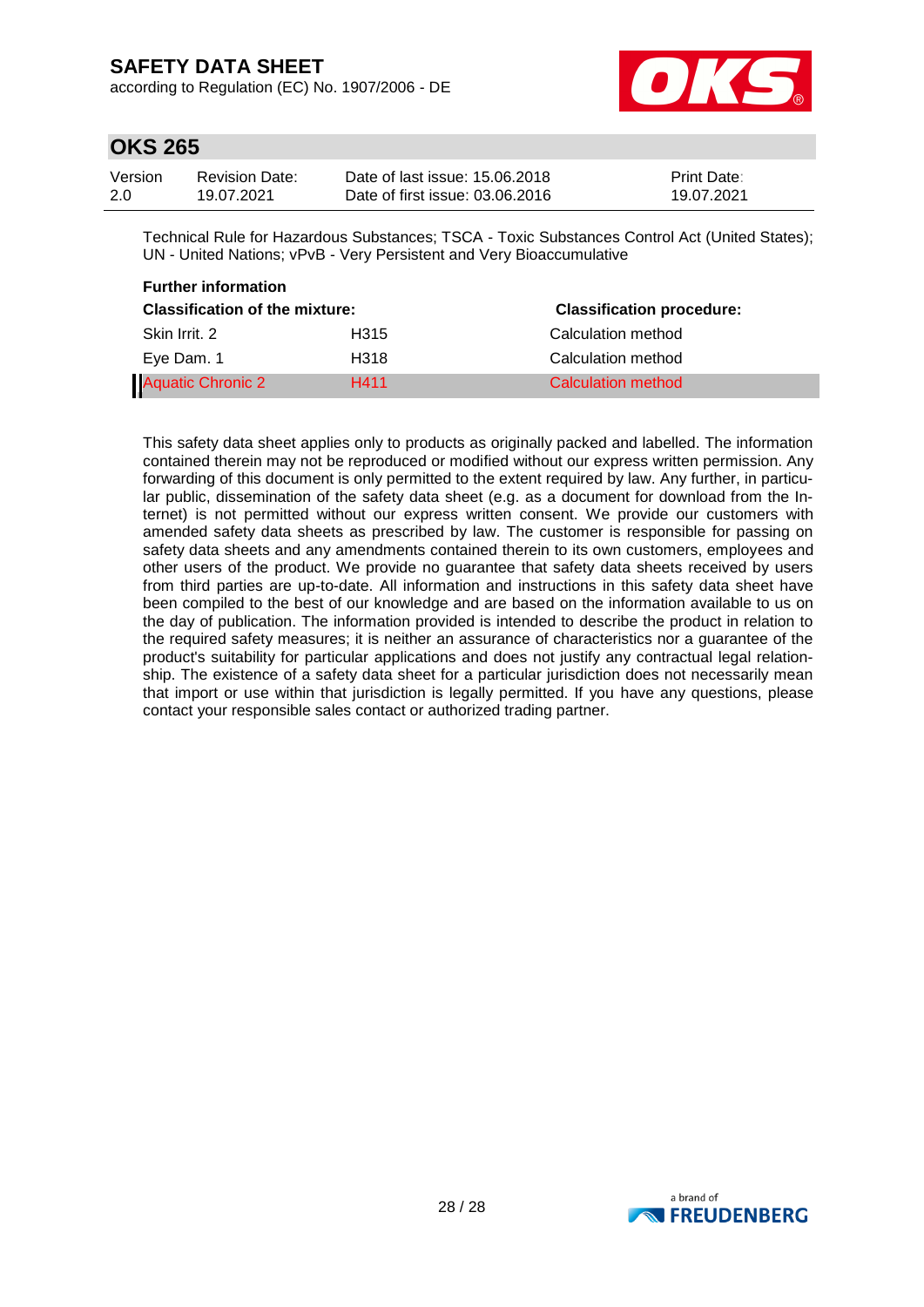Technical Rule for Hazardous Substances; TSCA - Toxic Substances Control Act (United States); UN - United Nations; vPvB - Very Persistent and Very Bioaccumulative

**Further information**

| **Classification of the mixture:** | | **Classification procedure:** |
| --- | --- | --- |
| Skin Irrit. 2 | H315 | Calculation method |
| Eye Dam. 1 | H318 | Calculation method |
| Aquatic Chronic 2 | H411 | Calculation method |

This safety data sheet applies only to products as originally packed and labelled. The information contained therein may not be reproduced or modified without our express written permission. Any forwarding of this document is only permitted to the extent required by law. Any further, in particular public, dissemination of the safety data sheet (e.g. as a document for download from the Internet) is not permitted without our express written consent. We provide our customers with amended safety data sheets as prescribed by law. The customer is responsible for passing on safety data sheets and any amendments contained therein to its own customers, employees and other users of the product. We provide no guarantee that safety data sheets received by users from third parties are up-to-date. All information and instructions in this safety data sheet have been compiled to the best of our knowledge and are based on the information available to us on the day of publication. The information provided is intended to describe the product in relation to the required safety measures; it is neither an assurance of characteristics nor a guarantee of the product's suitability for particular applications and does not justify any contractual legal relationship. The existence of a safety data sheet for a particular jurisdiction does not necessarily mean that import or use within that jurisdiction is legally permitted. If you have any questions, please contact your responsible sales contact or authorized trading partner.